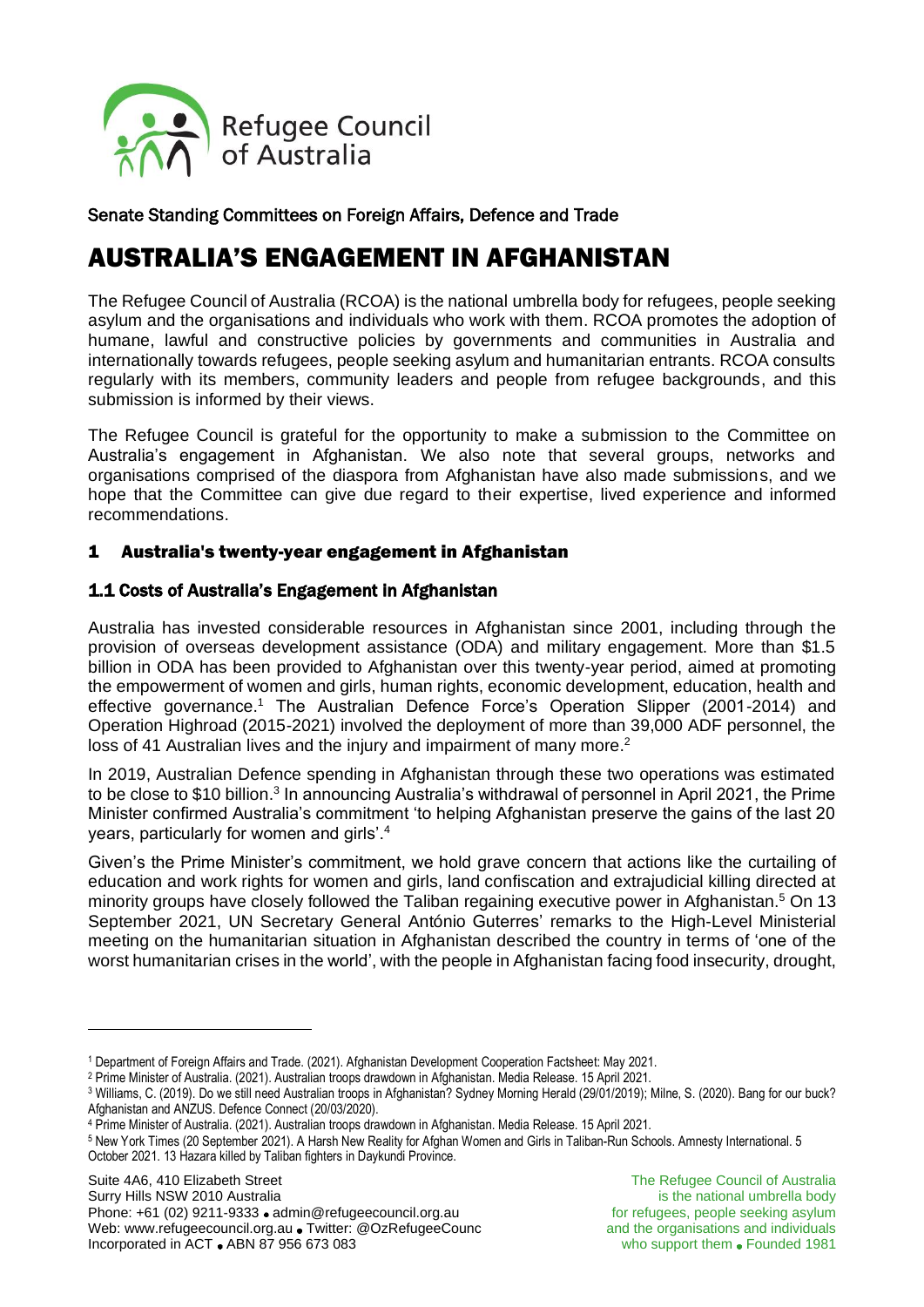Refugee Council of Australia

Senate Standing Committees on Foreign Affairs, Defence and Trade

# AUSTRALIA'S ENGAGEMENT IN AFGHANISTAN

The Refugee Council of Australia (RCOA) is the national umbrella body for refugees, people seeking asylum and the organisations and individuals who work with them. RCOA promotes the adoption of humane, lawful and constructive policies by governments and communities in Australia and internationally towards refugees, people seeking asylum and humanitarian entrants. RCOA consults regularly with its members, community leaders and people from refugee backgrounds, and this submission is informed by their views.

The Refugee Council is grateful for the opportunity to make a submission to the Committee on Australia's engagement in Afghanistan. We also note that several groups, networks and organisations comprised of the diaspora from Afghanistan have also made submissions, and we hope that the Committee can give due regard to their expertise, lived experience and informed recommendations.

## 1 Australia's twenty-year engagement in Afghanistan

### 1.1 Costs of Australia's Engagement in Afghanistan

Australia has invested considerable resources in Afghanistan since 2001, including through the provision of overseas development assistance (ODA) and military engagement. More than $1.5 billion in ODA has been provided to Afghanistan over this twenty-year period, aimed at promoting the empowerment of women and girls, human rights, economic development, education, health and effective governance.[1] The Australian Defence Force's Operation Slipper (2001-2014) and Operation Highroad (2015-2021) involved the deployment of more than 39,000 ADF personnel, the loss of 41 Australian lives and the injury and impairment of many more.[2]

In 2019, Australian Defence spending in Afghanistan through these two operations was estimated to be close to $10 billion.[3] In announcing Australia's withdrawal of personnel in April 2021, the Prime Minister confirmed Australia's commitment 'to helping Afghanistan preserve the gains of the last 20 years, particularly for women and girls'.[4]

Given's the Prime Minister's commitment, we hold grave concern that actions like the curtailing of education and work rights for women and girls, land confiscation and extrajudicial killing directed at minority groups have closely followed the Taliban regaining executive power in Afghanistan.[5] On 13 September 2021, UN Secretary General António Guterres' remarks to the High-Level Ministerial meeting on the humanitarian situation in Afghanistan described the country in terms of 'one of the worst humanitarian crises in the world', with the people in Afghanistan facing food insecurity, drought,

---

[1] Department of Foreign Affairs and Trade. (2021). Afghanistan Development Cooperation Factsheet: May 2021.

[2] Prime Minister of Australia. (2021). Australian troops drawdown in Afghanistan. Media Release. 15 April 2021.

[3] Williams, C. (2019). Do we still need Australian troops in Afghanistan? Sydney Morning Herald (29/01/2019); Milne, S. (2020). Bang for our buck? Afghanistan and ANZUS. Defence Connect (20/03/2020).

[4] Prime Minister of Australia. (2021). Australian troops drawdown in Afghanistan. Media Release. 15 April 2021.

[5] New York Times (20 September 2021). A Harsh New Reality for Afghan Women and Girls in Taliban-Run Schools. Amnesty International. 5 October 2021. 13 Hazara killed by Taliban fighters in Daykundi Province.

Suite 4A6, 410 Elizabeth Street
Surry Hills NSW 2010 Australia
Phone: +61 (02) 9211-9333 • admin@refugeecouncil.org.au
Web: www.refugeecouncil.org.au • Twitter: @OzRefugeeCounc
Incorporated in ACT • ABN 87 956 673 083

The Refugee Council of Australia is the national umbrella body for refugees, people seeking asylum and the organisations and individuals who support them • Founded 1981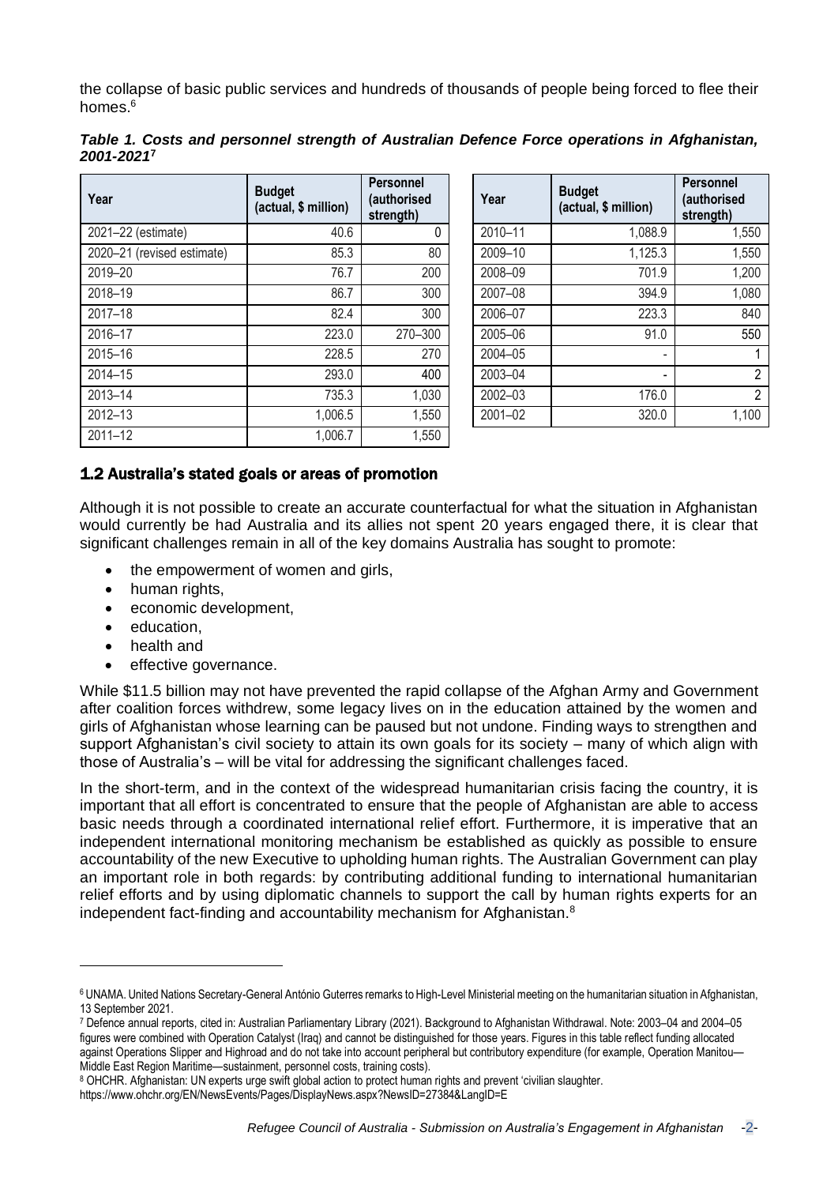the collapse of basic public services and hundreds of thousands of people being forced to flee their homes.[6]

***Table 1. Costs and personnel strength of Australian Defence Force operations in Afghanistan, 2001-2021***[7]

| Year | Budget (actual, $ million) | Personnel (authorised strength) |
|---|---|---|
| 2021–22 (estimate) | 40.6 | 0 |
| 2020–21 (revised estimate) | 85.3 | 80 |
| 2019–20 | 76.7 | 200 |
| 2018–19 | 86.7 | 300 |
| 2017–18 | 82.4 | 300 |
| 2016–17 | 223.0 | 270–300 |
| 2015–16 | 228.5 | 270 |
| 2014–15 | 293.0 | 400 |
| 2013–14 | 735.3 | 1,030 |
| 2012–13 | 1,006.5 | 1,550 |
| 2011–12 | 1,006.7 | 1,550 |
| 2010–11 | 1,088.9 | 1,550 |
| 2009–10 | 1,125.3 | 1,550 |
| 2008–09 | 701.9 | 1,200 |
| 2007–08 | 394.9 | 1,080 |
| 2006–07 | 223.3 | 840 |
| 2005–06 | 91.0 | 550 |
| 2004–05 | - | 1 |
| 2003–04 | - | 2 |
| 2002–03 | 176.0 | 2 |
| 2001–02 | 320.0 | 1,100 |

## 1.2 Australia's stated goals or areas of promotion

Although it is not possible to create an accurate counterfactual for what the situation in Afghanistan would currently be had Australia and its allies not spent 20 years engaged there, it is clear that significant challenges remain in all of the key domains Australia has sought to promote:

- the empowerment of women and girls,
- human rights,
- economic development,
- education,
- health and
- effective governance.

While $11.5 billion may not have prevented the rapid collapse of the Afghan Army and Government after coalition forces withdrew, some legacy lives on in the education attained by the women and girls of Afghanistan whose learning can be paused but not undone. Finding ways to strengthen and support Afghanistan's civil society to attain its own goals for its society – many of which align with those of Australia's – will be vital for addressing the significant challenges faced.

In the short-term, and in the context of the widespread humanitarian crisis facing the country, it is important that all effort is concentrated to ensure that the people of Afghanistan are able to access basic needs through a coordinated international relief effort. Furthermore, it is imperative that an independent international monitoring mechanism be established as quickly as possible to ensure accountability of the new Executive to upholding human rights. The Australian Government can play an important role in both regards: by contributing additional funding to international humanitarian relief efforts and by using diplomatic channels to support the call by human rights experts for an independent fact-finding and accountability mechanism for Afghanistan.[8]

---

[6] UNAMA. United Nations Secretary-General António Guterres remarks to High-Level Ministerial meeting on the humanitarian situation in Afghanistan, 13 September 2021.

[7] Defence annual reports, cited in: Australian Parliamentary Library (2021). Background to Afghanistan Withdrawal. Note: 2003–04 and 2004–05 figures were combined with Operation Catalyst (Iraq) and cannot be distinguished for those years. Figures in this table reflect funding allocated against Operations Slipper and Highroad and do not take into account peripheral but contributory expenditure (for example, Operation Manitou—Middle East Region Maritime—sustainment, personnel costs, training costs).

[8] OHCHR. Afghanistan: UN experts urge swift global action to protect human rights and prevent 'civilian slaughter. https://www.ohchr.org/EN/NewsEvents/Pages/DisplayNews.aspx?NewsID=27384&LangID=E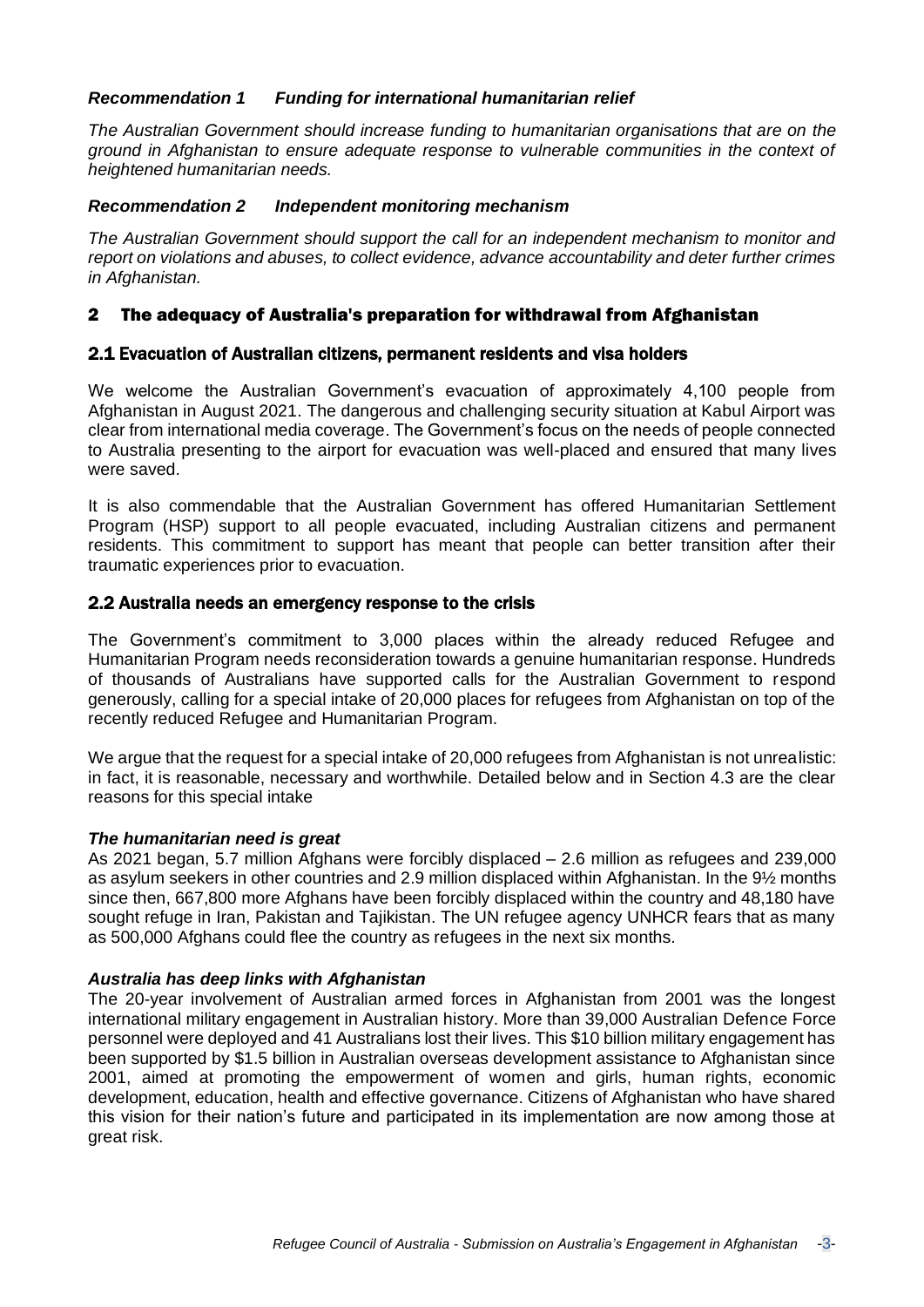***Recommendation 1 Funding for international humanitarian relief***

*The Australian Government should increase funding to humanitarian organisations that are on the ground in Afghanistan to ensure adequate response to vulnerable communities in the context of heightened humanitarian needs.*

***Recommendation 2 Independent monitoring mechanism***

*The Australian Government should support the call for an independent mechanism to monitor and report on violations and abuses, to collect evidence, advance accountability and deter further crimes in Afghanistan.*

## 2 The adequacy of Australia's preparation for withdrawal from Afghanistan

### 2.1 Evacuation of Australian citizens, permanent residents and visa holders

We welcome the Australian Government's evacuation of approximately 4,100 people from Afghanistan in August 2021. The dangerous and challenging security situation at Kabul Airport was clear from international media coverage. The Government's focus on the needs of people connected to Australia presenting to the airport for evacuation was well-placed and ensured that many lives were saved.

It is also commendable that the Australian Government has offered Humanitarian Settlement Program (HSP) support to all people evacuated, including Australian citizens and permanent residents. This commitment to support has meant that people can better transition after their traumatic experiences prior to evacuation.

### 2.2 Australia needs an emergency response to the crisis

The Government's commitment to 3,000 places within the already reduced Refugee and Humanitarian Program needs reconsideration towards a genuine humanitarian response. Hundreds of thousands of Australians have supported calls for the Australian Government to respond generously, calling for a special intake of 20,000 places for refugees from Afghanistan on top of the recently reduced Refugee and Humanitarian Program.

We argue that the request for a special intake of 20,000 refugees from Afghanistan is not unrealistic: in fact, it is reasonable, necessary and worthwhile. Detailed below and in Section 4.3 are the clear reasons for this special intake

***The humanitarian need is great***

As 2021 began, 5.7 million Afghans were forcibly displaced – 2.6 million as refugees and 239,000 as asylum seekers in other countries and 2.9 million displaced within Afghanistan. In the 9½ months since then, 667,800 more Afghans have been forcibly displaced within the country and 48,180 have sought refuge in Iran, Pakistan and Tajikistan. The UN refugee agency UNHCR fears that as many as 500,000 Afghans could flee the country as refugees in the next six months.

***Australia has deep links with Afghanistan***

The 20-year involvement of Australian armed forces in Afghanistan from 2001 was the longest international military engagement in Australian history. More than 39,000 Australian Defence Force personnel were deployed and 41 Australians lost their lives. This $10 billion military engagement has been supported by $1.5 billion in Australian overseas development assistance to Afghanistan since 2001, aimed at promoting the empowerment of women and girls, human rights, economic development, education, health and effective governance. Citizens of Afghanistan who have shared this vision for their nation's future and participated in its implementation are now among those at great risk.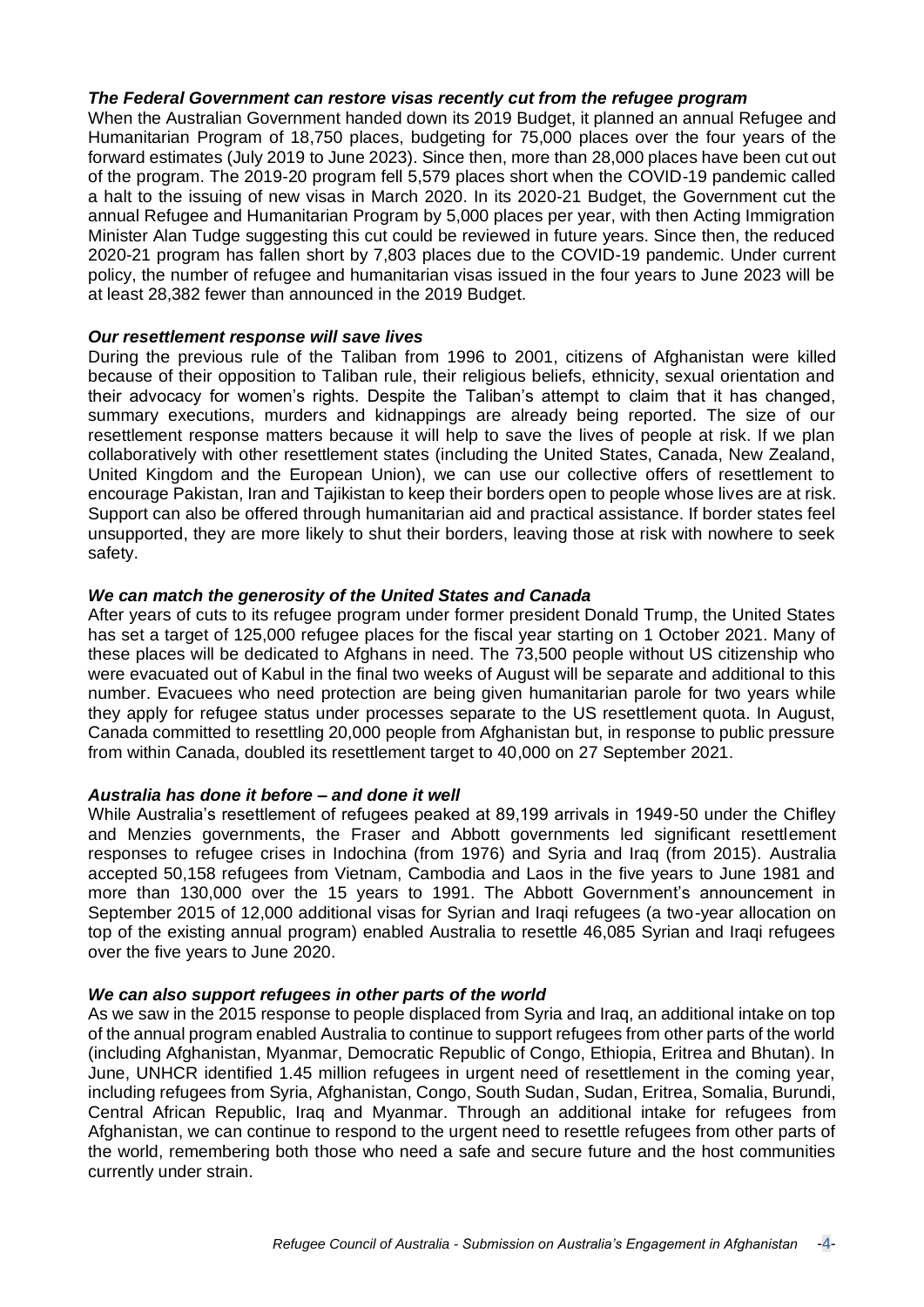***The Federal Government can restore visas recently cut from the refugee program***

When the Australian Government handed down its 2019 Budget, it planned an annual Refugee and Humanitarian Program of 18,750 places, budgeting for 75,000 places over the four years of the forward estimates (July 2019 to June 2023). Since then, more than 28,000 places have been cut out of the program. The 2019-20 program fell 5,579 places short when the COVID-19 pandemic called a halt to the issuing of new visas in March 2020. In its 2020-21 Budget, the Government cut the annual Refugee and Humanitarian Program by 5,000 places per year, with then Acting Immigration Minister Alan Tudge suggesting this cut could be reviewed in future years. Since then, the reduced 2020-21 program has fallen short by 7,803 places due to the COVID-19 pandemic. Under current policy, the number of refugee and humanitarian visas issued in the four years to June 2023 will be at least 28,382 fewer than announced in the 2019 Budget.

***Our resettlement response will save lives***

During the previous rule of the Taliban from 1996 to 2001, citizens of Afghanistan were killed because of their opposition to Taliban rule, their religious beliefs, ethnicity, sexual orientation and their advocacy for women's rights. Despite the Taliban's attempt to claim that it has changed, summary executions, murders and kidnappings are already being reported. The size of our resettlement response matters because it will help to save the lives of people at risk. If we plan collaboratively with other resettlement states (including the United States, Canada, New Zealand, United Kingdom and the European Union), we can use our collective offers of resettlement to encourage Pakistan, Iran and Tajikistan to keep their borders open to people whose lives are at risk. Support can also be offered through humanitarian aid and practical assistance. If border states feel unsupported, they are more likely to shut their borders, leaving those at risk with nowhere to seek safety.

***We can match the generosity of the United States and Canada***

After years of cuts to its refugee program under former president Donald Trump, the United States has set a target of 125,000 refugee places for the fiscal year starting on 1 October 2021. Many of these places will be dedicated to Afghans in need. The 73,500 people without US citizenship who were evacuated out of Kabul in the final two weeks of August will be separate and additional to this number. Evacuees who need protection are being given humanitarian parole for two years while they apply for refugee status under processes separate to the US resettlement quota. In August, Canada committed to resettling 20,000 people from Afghanistan but, in response to public pressure from within Canada, doubled its resettlement target to 40,000 on 27 September 2021.

***Australia has done it before – and done it well***

While Australia's resettlement of refugees peaked at 89,199 arrivals in 1949-50 under the Chifley and Menzies governments, the Fraser and Abbott governments led significant resettlement responses to refugee crises in Indochina (from 1976) and Syria and Iraq (from 2015). Australia accepted 50,158 refugees from Vietnam, Cambodia and Laos in the five years to June 1981 and more than 130,000 over the 15 years to 1991. The Abbott Government's announcement in September 2015 of 12,000 additional visas for Syrian and Iraqi refugees (a two-year allocation on top of the existing annual program) enabled Australia to resettle 46,085 Syrian and Iraqi refugees over the five years to June 2020.

***We can also support refugees in other parts of the world***

As we saw in the 2015 response to people displaced from Syria and Iraq, an additional intake on top of the annual program enabled Australia to continue to support refugees from other parts of the world (including Afghanistan, Myanmar, Democratic Republic of Congo, Ethiopia, Eritrea and Bhutan). In June, UNHCR identified 1.45 million refugees in urgent need of resettlement in the coming year, including refugees from Syria, Afghanistan, Congo, South Sudan, Sudan, Eritrea, Somalia, Burundi, Central African Republic, Iraq and Myanmar. Through an additional intake for refugees from Afghanistan, we can continue to respond to the urgent need to resettle refugees from other parts of the world, remembering both those who need a safe and secure future and the host communities currently under strain.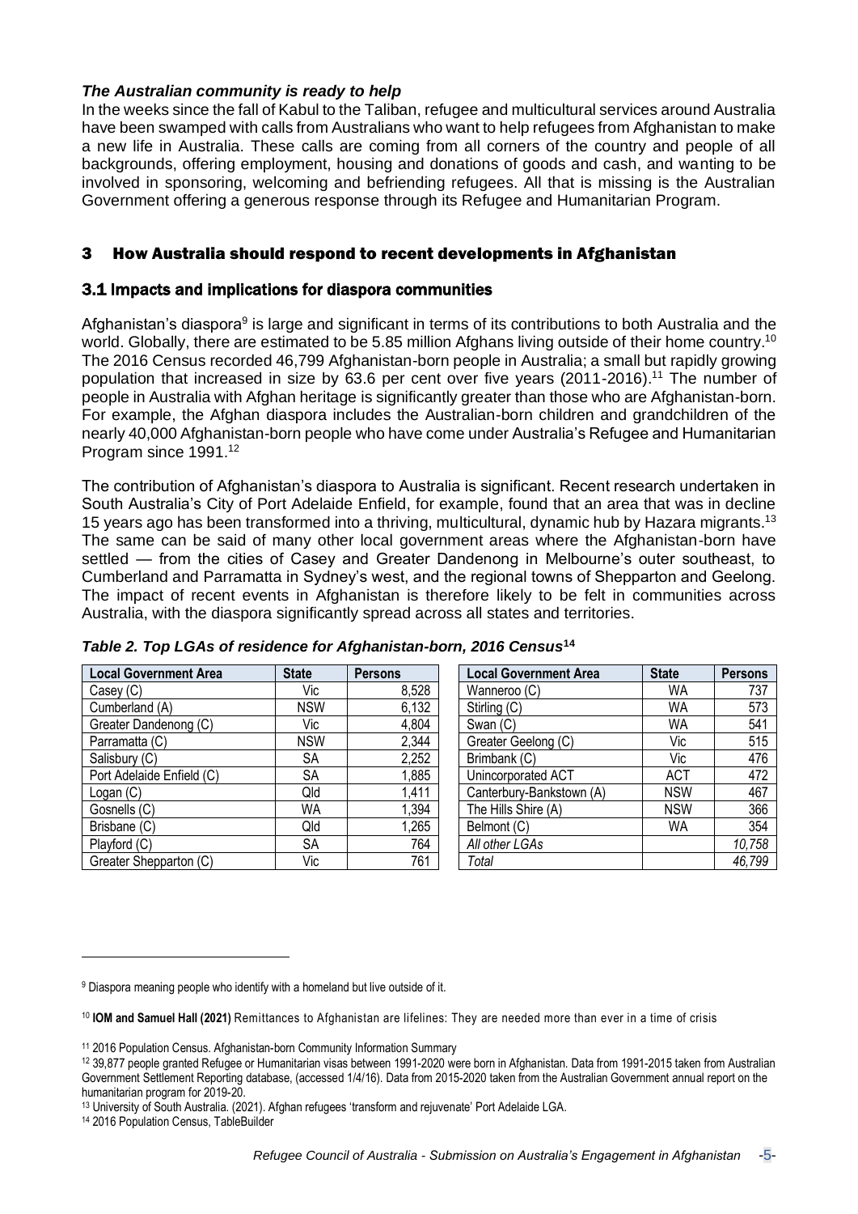***The Australian community is ready to help***

In the weeks since the fall of Kabul to the Taliban, refugee and multicultural services around Australia have been swamped with calls from Australians who want to help refugees from Afghanistan to make a new life in Australia. These calls are coming from all corners of the country and people of all backgrounds, offering employment, housing and donations of goods and cash, and wanting to be involved in sponsoring, welcoming and befriending refugees. All that is missing is the Australian Government offering a generous response through its Refugee and Humanitarian Program.

## 3 How Australia should respond to recent developments in Afghanistan

### 3.1 Impacts and implications for diaspora communities

Afghanistan's diaspora[9] is large and significant in terms of its contributions to both Australia and the world. Globally, there are estimated to be 5.85 million Afghans living outside of their home country.[10] The 2016 Census recorded 46,799 Afghanistan-born people in Australia; a small but rapidly growing population that increased in size by 63.6 per cent over five years (2011-2016).[11] The number of people in Australia with Afghan heritage is significantly greater than those who are Afghanistan-born. For example, the Afghan diaspora includes the Australian-born children and grandchildren of the nearly 40,000 Afghanistan-born people who have come under Australia's Refugee and Humanitarian Program since 1991.[12]

The contribution of Afghanistan's diaspora to Australia is significant. Recent research undertaken in South Australia's City of Port Adelaide Enfield, for example, found that an area that was in decline 15 years ago has been transformed into a thriving, multicultural, dynamic hub by Hazara migrants.[13] The same can be said of many other local government areas where the Afghanistan-born have settled — from the cities of Casey and Greater Dandenong in Melbourne's outer southeast, to Cumberland and Parramatta in Sydney's west, and the regional towns of Shepparton and Geelong. The impact of recent events in Afghanistan is therefore likely to be felt in communities across Australia, with the diaspora significantly spread across all states and territories.

***Table 2. Top LGAs of residence for Afghanistan-born, 2016 Census[14]***

| Local Government Area | State | Persons |
|---|---|---|
| Casey (C) | Vic | 8,528 |
| Cumberland (A) | NSW | 6,132 |
| Greater Dandenong (C) | Vic | 4,804 |
| Parramatta (C) | NSW | 2,344 |
| Salisbury (C) | SA | 2,252 |
| Port Adelaide Enfield (C) | SA | 1,885 |
| Logan (C) | Qld | 1,411 |
| Gosnells (C) | WA | 1,394 |
| Brisbane (C) | Qld | 1,265 |
| Playford (C) | SA | 764 |
| Greater Shepparton (C) | Vic | 761 |
| Wanneroo (C) | WA | 737 |
| Stirling (C) | WA | 573 |
| Swan (C) | WA | 541 |
| Greater Geelong (C) | Vic | 515 |
| Brimbank (C) | Vic | 476 |
| Unincorporated ACT | ACT | 472 |
| Canterbury-Bankstown (A) | NSW | 467 |
| The Hills Shire (A) | NSW | 366 |
| Belmont (C) | WA | 354 |
| *All other LGAs* | | *10,758* |
| *Total* | | *46,799* |

---

[9] Diaspora meaning people who identify with a homeland but live outside of it.

[10] **IOM and Samuel Hall (2021)** Remittances to Afghanistan are lifelines: They are needed more than ever in a time of crisis

[11] 2016 Population Census. Afghanistan-born Community Information Summary

[12] 39,877 people granted Refugee or Humanitarian visas between 1991-2020 were born in Afghanistan. Data from 1991-2015 taken from Australian Government Settlement Reporting database, (accessed 1/4/16). Data from 2015-2020 taken from the Australian Government annual report on the humanitarian program for 2019-20.

[13] University of South Australia. (2021). Afghan refugees 'transform and rejuvenate' Port Adelaide LGA.

[14] 2016 Population Census, TableBuilder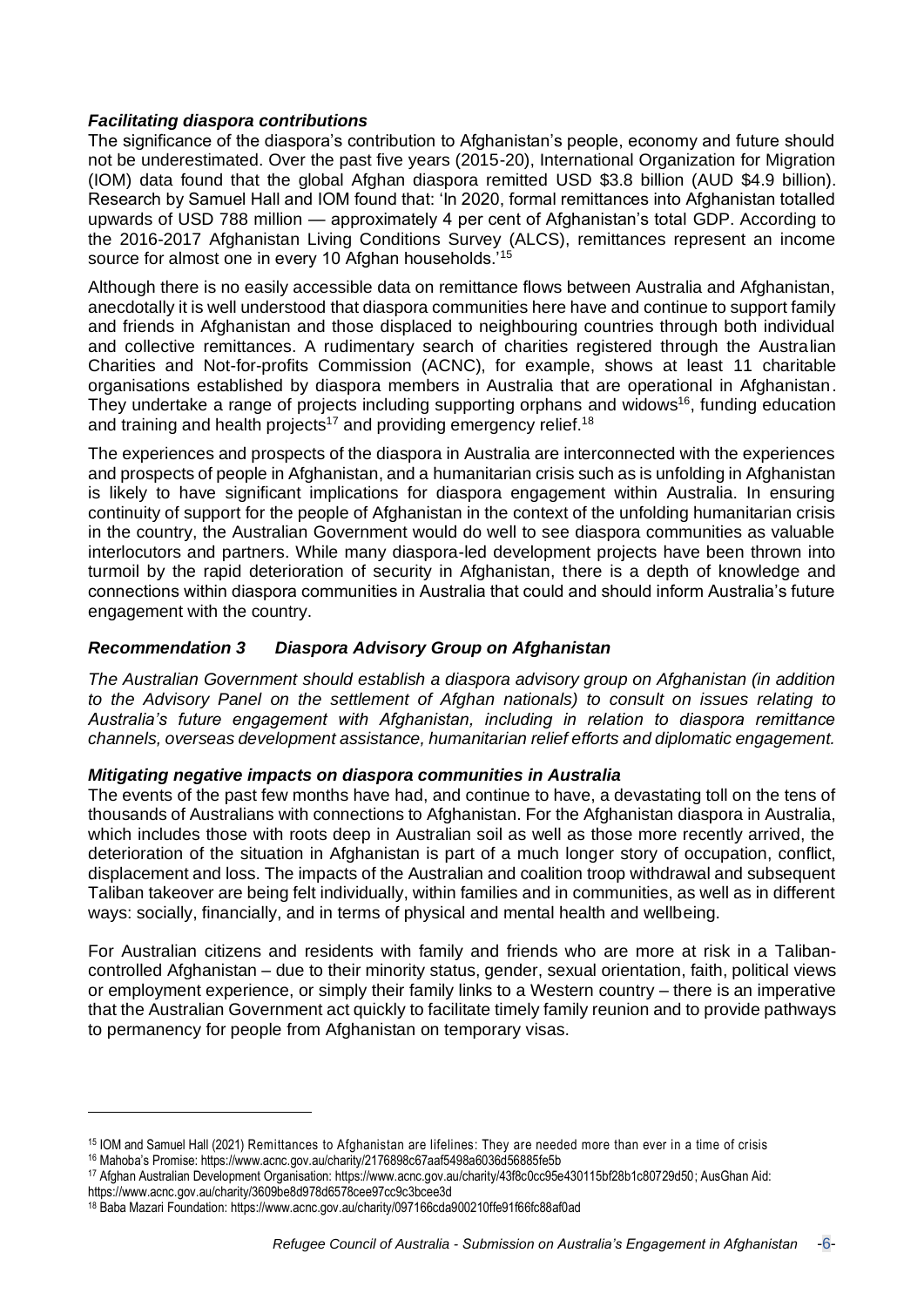### *Facilitating diaspora contributions*

The significance of the diaspora's contribution to Afghanistan's people, economy and future should not be underestimated. Over the past five years (2015-20), International Organization for Migration (IOM) data found that the global Afghan diaspora remitted USD $3.8 billion (AUD $4.9 billion). Research by Samuel Hall and IOM found that: 'In 2020, formal remittances into Afghanistan totalled upwards of USD 788 million — approximately 4 per cent of Afghanistan's total GDP. According to the 2016-2017 Afghanistan Living Conditions Survey (ALCS), remittances represent an income source for almost one in every 10 Afghan households.'[15]

Although there is no easily accessible data on remittance flows between Australia and Afghanistan, anecdotally it is well understood that diaspora communities here have and continue to support family and friends in Afghanistan and those displaced to neighbouring countries through both individual and collective remittances. A rudimentary search of charities registered through the Australian Charities and Not-for-profits Commission (ACNC), for example, shows at least 11 charitable organisations established by diaspora members in Australia that are operational in Afghanistan. They undertake a range of projects including supporting orphans and widows[16], funding education and training and health projects[17] and providing emergency relief.[18]

The experiences and prospects of the diaspora in Australia are interconnected with the experiences and prospects of people in Afghanistan, and a humanitarian crisis such as is unfolding in Afghanistan is likely to have significant implications for diaspora engagement within Australia. In ensuring continuity of support for the people of Afghanistan in the context of the unfolding humanitarian crisis in the country, the Australian Government would do well to see diaspora communities as valuable interlocutors and partners. While many diaspora-led development projects have been thrown into turmoil by the rapid deterioration of security in Afghanistan, there is a depth of knowledge and connections within diaspora communities in Australia that could and should inform Australia's future engagement with the country.

### *Recommendation 3 Diaspora Advisory Group on Afghanistan*

*The Australian Government should establish a diaspora advisory group on Afghanistan (in addition to the Advisory Panel on the settlement of Afghan nationals) to consult on issues relating to Australia's future engagement with Afghanistan, including in relation to diaspora remittance channels, overseas development assistance, humanitarian relief efforts and diplomatic engagement.*

### *Mitigating negative impacts on diaspora communities in Australia*

The events of the past few months have had, and continue to have, a devastating toll on the tens of thousands of Australians with connections to Afghanistan. For the Afghanistan diaspora in Australia, which includes those with roots deep in Australian soil as well as those more recently arrived, the deterioration of the situation in Afghanistan is part of a much longer story of occupation, conflict, displacement and loss. The impacts of the Australian and coalition troop withdrawal and subsequent Taliban takeover are being felt individually, within families and in communities, as well as in different ways: socially, financially, and in terms of physical and mental health and wellbeing.

For Australian citizens and residents with family and friends who are more at risk in a Taliban-controlled Afghanistan – due to their minority status, gender, sexual orientation, faith, political views or employment experience, or simply their family links to a Western country – there is an imperative that the Australian Government act quickly to facilitate timely family reunion and to provide pathways to permanency for people from Afghanistan on temporary visas.

---

[15] IOM and Samuel Hall (2021) Remittances to Afghanistan are lifelines: They are needed more than ever in a time of crisis

[16] Mahoba's Promise: https://www.acnc.gov.au/charity/2176898c67aaf5498a6036d56885fe5b

[17] Afghan Australian Development Organisation: https://www.acnc.gov.au/charity/43f8c0cc95e430115bf28b1c80729d50; AusGhan Aid: https://www.acnc.gov.au/charity/3609be8d978d6578cee97cc9c3bcee3d

[18] Baba Mazari Foundation: https://www.acnc.gov.au/charity/097166cda900210ffe91f66fc88af0ad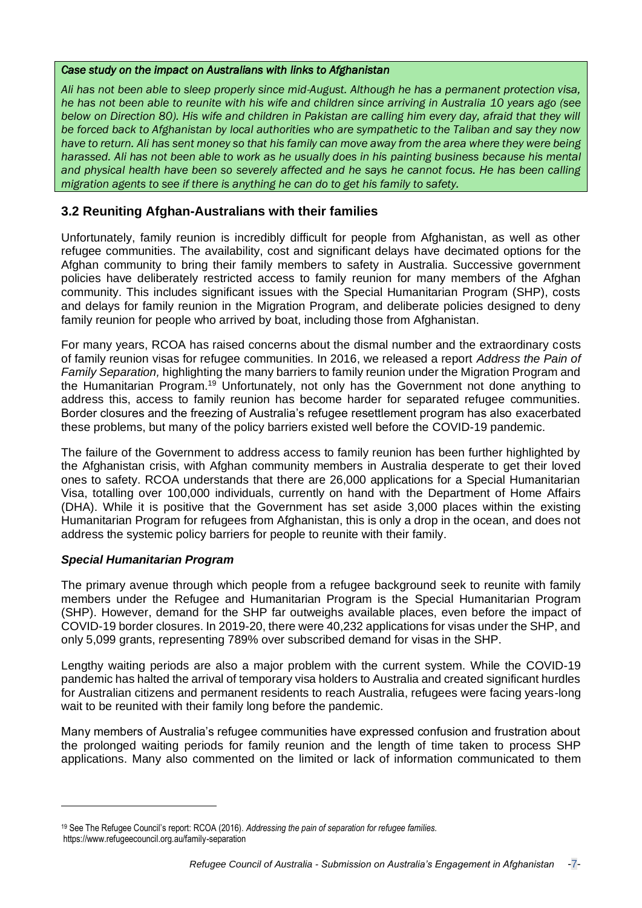*Case study on the impact on Australians with links to Afghanistan*

*Ali has not been able to sleep properly since mid-August. Although he has a permanent protection visa, he has not been able to reunite with his wife and children since arriving in Australia 10 years ago (see below on Direction 80). His wife and children in Pakistan are calling him every day, afraid that they will be forced back to Afghanistan by local authorities who are sympathetic to the Taliban and say they now have to return. Ali has sent money so that his family can move away from the area where they were being harassed. Ali has not been able to work as he usually does in his painting business because his mental and physical health have been so severely affected and he says he cannot focus. He has been calling migration agents to see if there is anything he can do to get his family to safety.*

## 3.2 Reuniting Afghan-Australians with their families

Unfortunately, family reunion is incredibly difficult for people from Afghanistan, as well as other refugee communities. The availability, cost and significant delays have decimated options for the Afghan community to bring their family members to safety in Australia. Successive government policies have deliberately restricted access to family reunion for many members of the Afghan community. This includes significant issues with the Special Humanitarian Program (SHP), costs and delays for family reunion in the Migration Program, and deliberate policies designed to deny family reunion for people who arrived by boat, including those from Afghanistan.

For many years, RCOA has raised concerns about the dismal number and the extraordinary costs of family reunion visas for refugee communities. In 2016, we released a report *Address the Pain of Family Separation,* highlighting the many barriers to family reunion under the Migration Program and the Humanitarian Program.[19] Unfortunately, not only has the Government not done anything to address this, access to family reunion has become harder for separated refugee communities. Border closures and the freezing of Australia's refugee resettlement program has also exacerbated these problems, but many of the policy barriers existed well before the COVID-19 pandemic.

The failure of the Government to address access to family reunion has been further highlighted by the Afghanistan crisis, with Afghan community members in Australia desperate to get their loved ones to safety. RCOA understands that there are 26,000 applications for a Special Humanitarian Visa, totalling over 100,000 individuals, currently on hand with the Department of Home Affairs (DHA). While it is positive that the Government has set aside 3,000 places within the existing Humanitarian Program for refugees from Afghanistan, this is only a drop in the ocean, and does not address the systemic policy barriers for people to reunite with their family.

### *Special Humanitarian Program*

The primary avenue through which people from a refugee background seek to reunite with family members under the Refugee and Humanitarian Program is the Special Humanitarian Program (SHP). However, demand for the SHP far outweighs available places, even before the impact of COVID-19 border closures. In 2019-20, there were 40,232 applications for visas under the SHP, and only 5,099 grants, representing 789% over subscribed demand for visas in the SHP.

Lengthy waiting periods are also a major problem with the current system. While the COVID-19 pandemic has halted the arrival of temporary visa holders to Australia and created significant hurdles for Australian citizens and permanent residents to reach Australia, refugees were facing years-long wait to be reunited with their family long before the pandemic.

Many members of Australia's refugee communities have expressed confusion and frustration about the prolonged waiting periods for family reunion and the length of time taken to process SHP applications. Many also commented on the limited or lack of information communicated to them

[19] See The Refugee Council's report: RCOA (2016). *Addressing the pain of separation for refugee families.* https://www.refugeecouncil.org.au/family-separation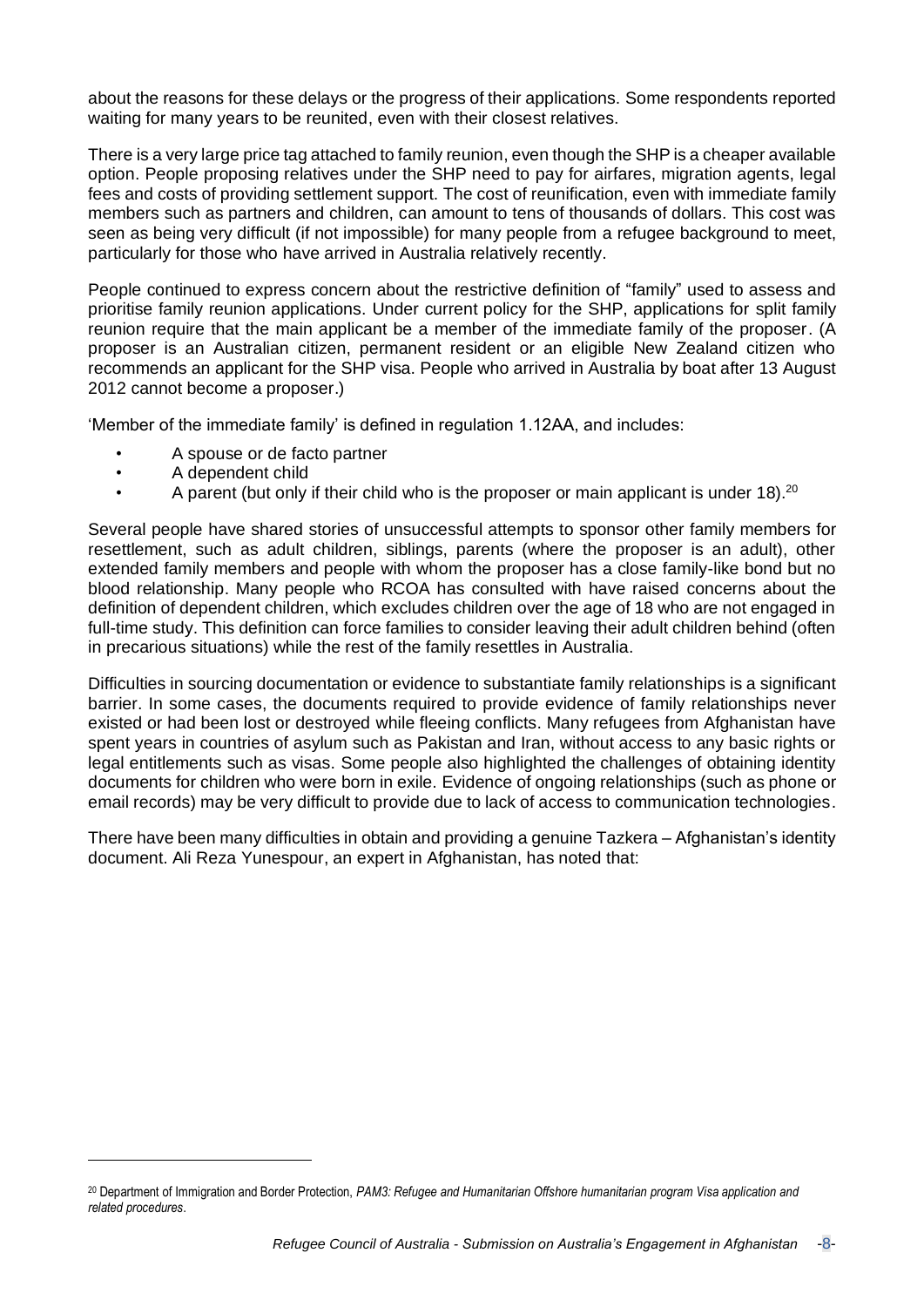about the reasons for these delays or the progress of their applications. Some respondents reported waiting for many years to be reunited, even with their closest relatives.

There is a very large price tag attached to family reunion, even though the SHP is a cheaper available option. People proposing relatives under the SHP need to pay for airfares, migration agents, legal fees and costs of providing settlement support. The cost of reunification, even with immediate family members such as partners and children, can amount to tens of thousands of dollars. This cost was seen as being very difficult (if not impossible) for many people from a refugee background to meet, particularly for those who have arrived in Australia relatively recently.

People continued to express concern about the restrictive definition of "family" used to assess and prioritise family reunion applications. Under current policy for the SHP, applications for split family reunion require that the main applicant be a member of the immediate family of the proposer. (A proposer is an Australian citizen, permanent resident or an eligible New Zealand citizen who recommends an applicant for the SHP visa. People who arrived in Australia by boat after 13 August 2012 cannot become a proposer.)

'Member of the immediate family' is defined in regulation 1.12AA, and includes:

- A spouse or de facto partner
- A dependent child
- A parent (but only if their child who is the proposer or main applicant is under 18).[20]

Several people have shared stories of unsuccessful attempts to sponsor other family members for resettlement, such as adult children, siblings, parents (where the proposer is an adult), other extended family members and people with whom the proposer has a close family-like bond but no blood relationship. Many people who RCOA has consulted with have raised concerns about the definition of dependent children, which excludes children over the age of 18 who are not engaged in full-time study. This definition can force families to consider leaving their adult children behind (often in precarious situations) while the rest of the family resettles in Australia.

Difficulties in sourcing documentation or evidence to substantiate family relationships is a significant barrier. In some cases, the documents required to provide evidence of family relationships never existed or had been lost or destroyed while fleeing conflicts. Many refugees from Afghanistan have spent years in countries of asylum such as Pakistan and Iran, without access to any basic rights or legal entitlements such as visas. Some people also highlighted the challenges of obtaining identity documents for children who were born in exile. Evidence of ongoing relationships (such as phone or email records) may be very difficult to provide due to lack of access to communication technologies.

There have been many difficulties in obtain and providing a genuine Tazkera – Afghanistan's identity document. Ali Reza Yunespour, an expert in Afghanistan, has noted that:

[20] Department of Immigration and Border Protection, *PAM3: Refugee and Humanitarian Offshore humanitarian program Visa application and related procedures*.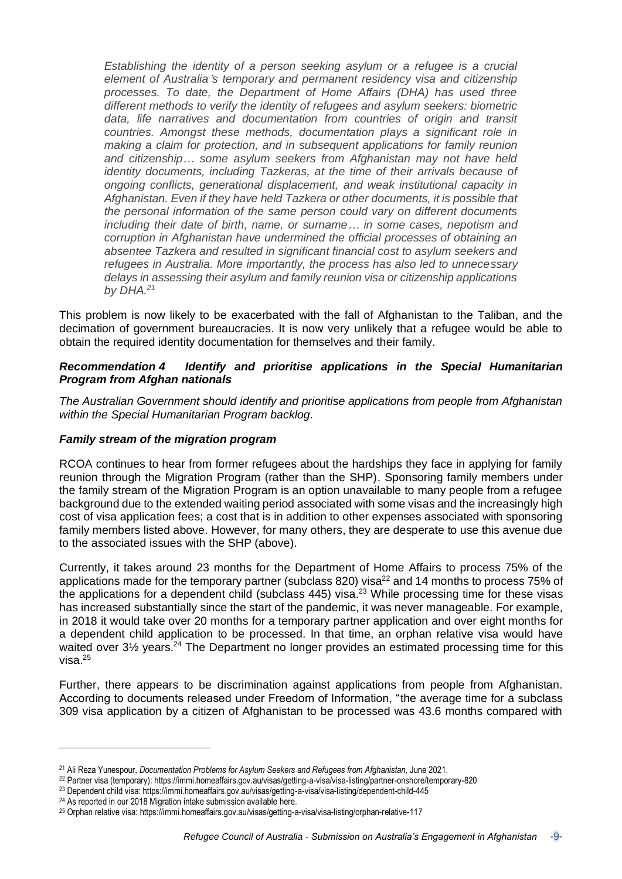*Establishing the identity of a person seeking asylum or a refugee is a crucial element of Australia's temporary and permanent residency visa and citizenship processes. To date, the Department of Home Affairs (DHA) has used three different methods to verify the identity of refugees and asylum seekers: biometric data, life narratives and documentation from countries of origin and transit countries. Amongst these methods, documentation plays a significant role in making a claim for protection, and in subsequent applications for family reunion and citizenship… some asylum seekers from Afghanistan may not have held identity documents, including Tazkeras, at the time of their arrivals because of ongoing conflicts, generational displacement, and weak institutional capacity in Afghanistan. Even if they have held Tazkera or other documents, it is possible that the personal information of the same person could vary on different documents including their date of birth, name, or surname… in some cases, nepotism and corruption in Afghanistan have undermined the official processes of obtaining an absentee Tazkera and resulted in significant financial cost to asylum seekers and refugees in Australia. More importantly, the process has also led to unnecessary delays in assessing their asylum and family reunion visa or citizenship applications by DHA.*[21]

This problem is now likely to be exacerbated with the fall of Afghanistan to the Taliban, and the decimation of government bureaucracies. It is now very unlikely that a refugee would be able to obtain the required identity documentation for themselves and their family.

***Recommendation 4 Identify and prioritise applications in the Special Humanitarian Program from Afghan nationals***

*The Australian Government should identify and prioritise applications from people from Afghanistan within the Special Humanitarian Program backlog.*

### *Family stream of the migration program*

RCOA continues to hear from former refugees about the hardships they face in applying for family reunion through the Migration Program (rather than the SHP). Sponsoring family members under the family stream of the Migration Program is an option unavailable to many people from a refugee background due to the extended waiting period associated with some visas and the increasingly high cost of visa application fees; a cost that is in addition to other expenses associated with sponsoring family members listed above. However, for many others, they are desperate to use this avenue due to the associated issues with the SHP (above).

Currently, it takes around 23 months for the Department of Home Affairs to process 75% of the applications made for the temporary partner (subclass 820) visa[22] and 14 months to process 75% of the applications for a dependent child (subclass 445) visa.[23] While processing time for these visas has increased substantially since the start of the pandemic, it was never manageable. For example, in 2018 it would take over 20 months for a temporary partner application and over eight months for a dependent child application to be processed. In that time, an orphan relative visa would have waited over 3½ years.[24] The Department no longer provides an estimated processing time for this visa.[25]

Further, there appears to be discrimination against applications from people from Afghanistan. According to documents released under Freedom of Information, "the average time for a subclass 309 visa application by a citizen of Afghanistan to be processed was 43.6 months compared with

---

[21] Ali Reza Yunespour, *Documentation Problems for Asylum Seekers and Refugees from Afghanistan*, June 2021.

[22] Partner visa (temporary): https://immi.homeaffairs.gov.au/visas/getting-a-visa/visa-listing/partner-onshore/temporary-820

[23] Dependent child visa: https://immi.homeaffairs.gov.au/visas/getting-a-visa/visa-listing/dependent-child-445

[24] As reported in our 2018 Migration intake submission available here.

[25] Orphan relative visa: https://immi.homeaffairs.gov.au/visas/getting-a-visa/visa-listing/orphan-relative-117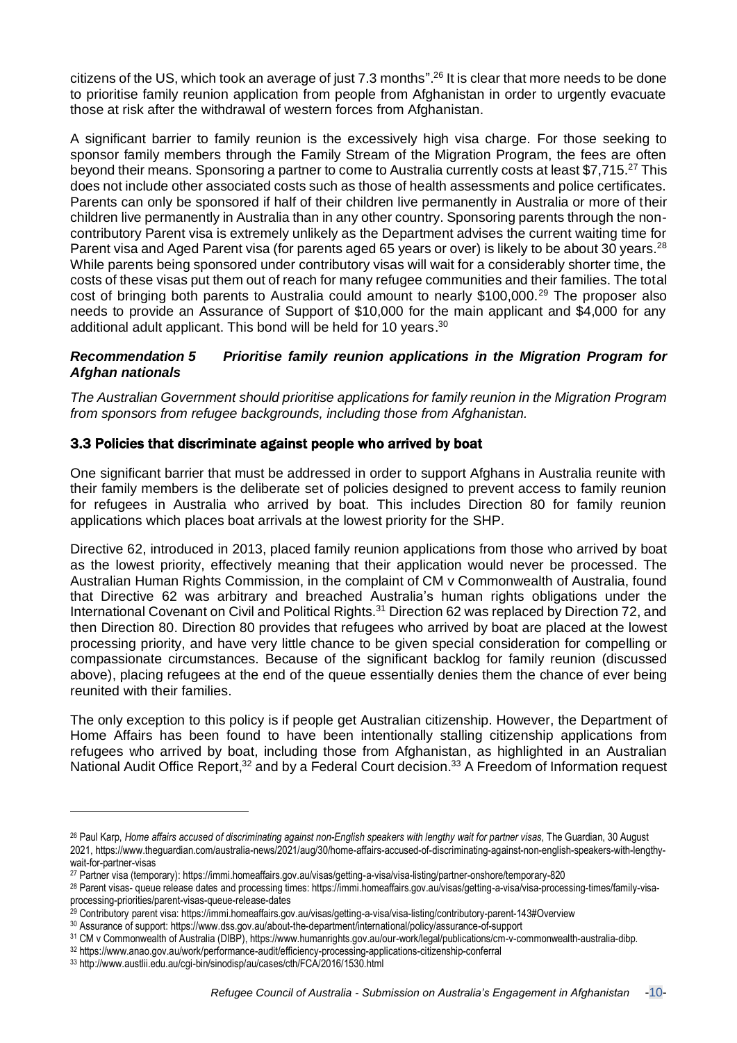citizens of the US, which took an average of just 7.3 months".[26] It is clear that more needs to be done to prioritise family reunion application from people from Afghanistan in order to urgently evacuate those at risk after the withdrawal of western forces from Afghanistan.

A significant barrier to family reunion is the excessively high visa charge. For those seeking to sponsor family members through the Family Stream of the Migration Program, the fees are often beyond their means. Sponsoring a partner to come to Australia currently costs at least $7,715.[27] This does not include other associated costs such as those of health assessments and police certificates. Parents can only be sponsored if half of their children live permanently in Australia or more of their children live permanently in Australia than in any other country. Sponsoring parents through the non-contributory Parent visa is extremely unlikely as the Department advises the current waiting time for Parent visa and Aged Parent visa (for parents aged 65 years or over) is likely to be about 30 years.[28] While parents being sponsored under contributory visas will wait for a considerably shorter time, the costs of these visas put them out of reach for many refugee communities and their families. The total cost of bringing both parents to Australia could amount to nearly $100,000.[29] The proposer also needs to provide an Assurance of Support of $10,000 for the main applicant and $4,000 for any additional adult applicant. This bond will be held for 10 years.[30]

***Recommendation 5 Prioritise family reunion applications in the Migration Program for Afghan nationals***

*The Australian Government should prioritise applications for family reunion in the Migration Program from sponsors from refugee backgrounds, including those from Afghanistan.*

### 3.3 Policies that discriminate against people who arrived by boat

One significant barrier that must be addressed in order to support Afghans in Australia reunite with their family members is the deliberate set of policies designed to prevent access to family reunion for refugees in Australia who arrived by boat. This includes Direction 80 for family reunion applications which places boat arrivals at the lowest priority for the SHP.

Directive 62, introduced in 2013, placed family reunion applications from those who arrived by boat as the lowest priority, effectively meaning that their application would never be processed. The Australian Human Rights Commission, in the complaint of CM v Commonwealth of Australia, found that Directive 62 was arbitrary and breached Australia's human rights obligations under the International Covenant on Civil and Political Rights.[31] Direction 62 was replaced by Direction 72, and then Direction 80. Direction 80 provides that refugees who arrived by boat are placed at the lowest processing priority, and have very little chance to be given special consideration for compelling or compassionate circumstances. Because of the significant backlog for family reunion (discussed above), placing refugees at the end of the queue essentially denies them the chance of ever being reunited with their families.

The only exception to this policy is if people get Australian citizenship. However, the Department of Home Affairs has been found to have been intentionally stalling citizenship applications from refugees who arrived by boat, including those from Afghanistan, as highlighted in an Australian National Audit Office Report,[32] and by a Federal Court decision.[33] A Freedom of Information request

---

[26] Paul Karp, *Home affairs accused of discriminating against non-English speakers with lengthy wait for partner visas*, The Guardian, 30 August 2021, https://www.theguardian.com/australia-news/2021/aug/30/home-affairs-accused-of-discriminating-against-non-english-speakers-with-lengthy-wait-for-partner-visas

[27] Partner visa (temporary): https://immi.homeaffairs.gov.au/visas/getting-a-visa/visa-listing/partner-onshore/temporary-820

[28] Parent visas- queue release dates and processing times: https://immi.homeaffairs.gov.au/visas/getting-a-visa/visa-processing-times/family-visa-processing-priorities/parent-visas-queue-release-dates

[29] Contributory parent visa: https://immi.homeaffairs.gov.au/visas/getting-a-visa/visa-listing/contributory-parent-143#Overview

[30] Assurance of support: https://www.dss.gov.au/about-the-department/international/policy/assurance-of-support

[31] CM v Commonwealth of Australia (DIBP), https://www.humanrights.gov.au/our-work/legal/publications/cm-v-commonwealth-australia-dibp.

[32] https://www.anao.gov.au/work/performance-audit/efficiency-processing-applications-citizenship-conferral

[33] http://www.austlii.edu.au/cgi-bin/sinodisp/au/cases/cth/FCA/2016/1530.html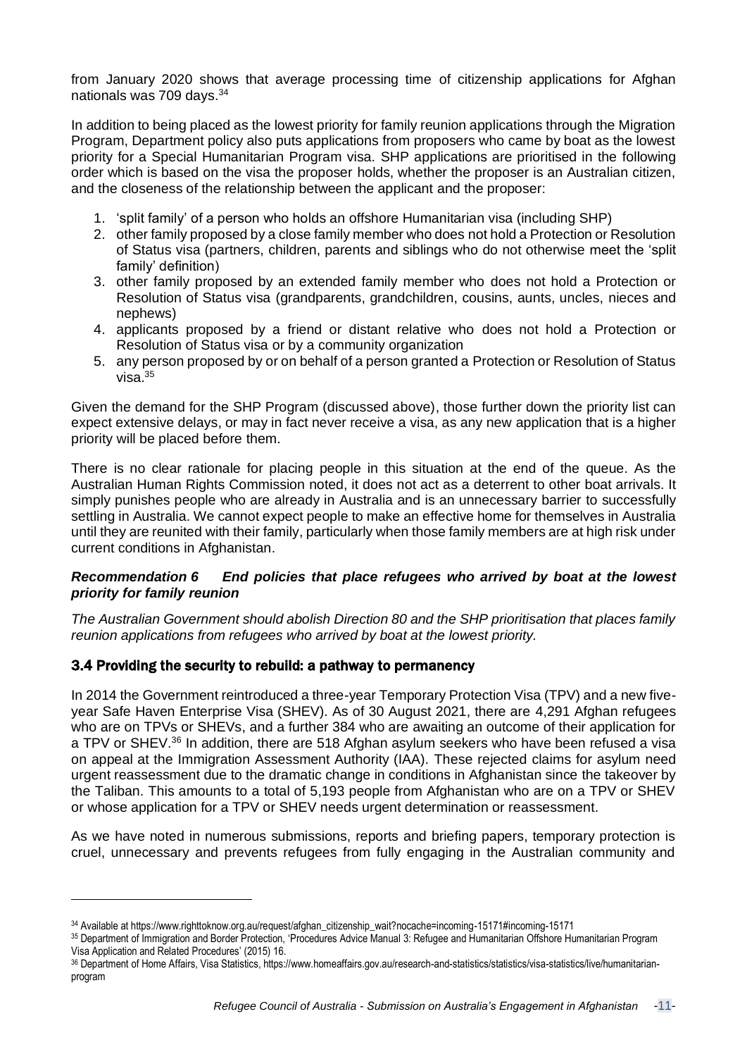from January 2020 shows that average processing time of citizenship applications for Afghan nationals was 709 days.[34]

In addition to being placed as the lowest priority for family reunion applications through the Migration Program, Department policy also puts applications from proposers who came by boat as the lowest priority for a Special Humanitarian Program visa. SHP applications are prioritised in the following order which is based on the visa the proposer holds, whether the proposer is an Australian citizen, and the closeness of the relationship between the applicant and the proposer:

1. 'split family' of a person who holds an offshore Humanitarian visa (including SHP)
2. other family proposed by a close family member who does not hold a Protection or Resolution of Status visa (partners, children, parents and siblings who do not otherwise meet the 'split family' definition)
3. other family proposed by an extended family member who does not hold a Protection or Resolution of Status visa (grandparents, grandchildren, cousins, aunts, uncles, nieces and nephews)
4. applicants proposed by a friend or distant relative who does not hold a Protection or Resolution of Status visa or by a community organization
5. any person proposed by or on behalf of a person granted a Protection or Resolution of Status visa.[35]

Given the demand for the SHP Program (discussed above), those further down the priority list can expect extensive delays, or may in fact never receive a visa, as any new application that is a higher priority will be placed before them.

There is no clear rationale for placing people in this situation at the end of the queue. As the Australian Human Rights Commission noted, it does not act as a deterrent to other boat arrivals. It simply punishes people who are already in Australia and is an unnecessary barrier to successfully settling in Australia. We cannot expect people to make an effective home for themselves in Australia until they are reunited with their family, particularly when those family members are at high risk under current conditions in Afghanistan.

***Recommendation 6 End policies that place refugees who arrived by boat at the lowest priority for family reunion***

*The Australian Government should abolish Direction 80 and the SHP prioritisation that places family reunion applications from refugees who arrived by boat at the lowest priority.*

### 3.4 Providing the security to rebuild: a pathway to permanency

In 2014 the Government reintroduced a three-year Temporary Protection Visa (TPV) and a new five-year Safe Haven Enterprise Visa (SHEV). As of 30 August 2021, there are 4,291 Afghan refugees who are on TPVs or SHEVs, and a further 384 who are awaiting an outcome of their application for a TPV or SHEV.[36] In addition, there are 518 Afghan asylum seekers who have been refused a visa on appeal at the Immigration Assessment Authority (IAA). These rejected claims for asylum need urgent reassessment due to the dramatic change in conditions in Afghanistan since the takeover by the Taliban. This amounts to a total of 5,193 people from Afghanistan who are on a TPV or SHEV or whose application for a TPV or SHEV needs urgent determination or reassessment.

As we have noted in numerous submissions, reports and briefing papers, temporary protection is cruel, unnecessary and prevents refugees from fully engaging in the Australian community and

---

[34] Available at https://www.righttoknow.org.au/request/afghan_citizenship_wait?nocache=incoming-15171#incoming-15171

[35] Department of Immigration and Border Protection, 'Procedures Advice Manual 3: Refugee and Humanitarian Offshore Humanitarian Program Visa Application and Related Procedures' (2015) 16.

[36] Department of Home Affairs, Visa Statistics, https://www.homeaffairs.gov.au/research-and-statistics/statistics/visa-statistics/live/humanitarian-program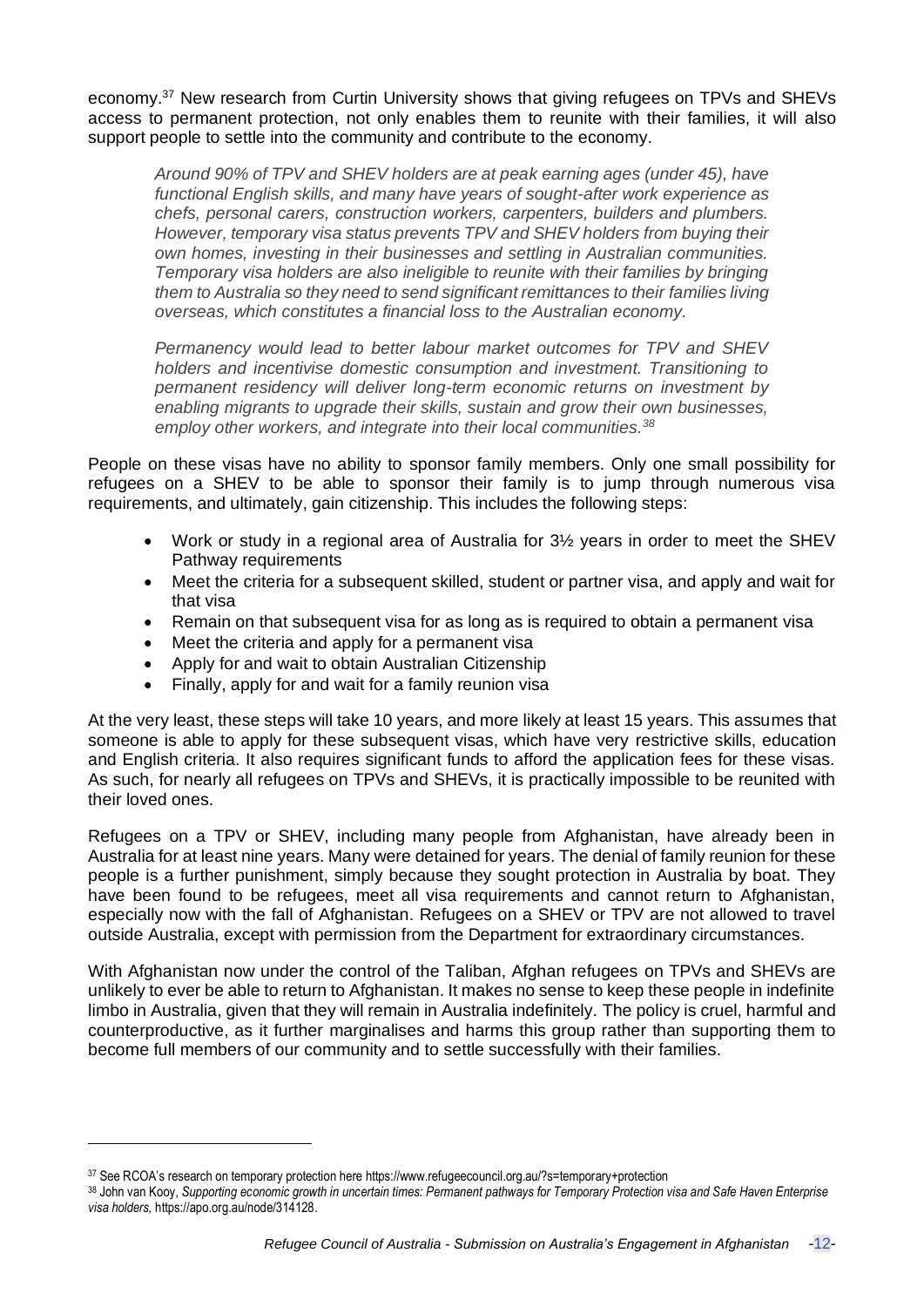economy.[37] New research from Curtin University shows that giving refugees on TPVs and SHEVs access to permanent protection, not only enables them to reunite with their families, it will also support people to settle into the community and contribute to the economy.

> *Around 90% of TPV and SHEV holders are at peak earning ages (under 45), have functional English skills, and many have years of sought-after work experience as chefs, personal carers, construction workers, carpenters, builders and plumbers. However, temporary visa status prevents TPV and SHEV holders from buying their own homes, investing in their businesses and settling in Australian communities. Temporary visa holders are also ineligible to reunite with their families by bringing them to Australia so they need to send significant remittances to their families living overseas, which constitutes a financial loss to the Australian economy.*
>
> *Permanency would lead to better labour market outcomes for TPV and SHEV holders and incentivise domestic consumption and investment. Transitioning to permanent residency will deliver long-term economic returns on investment by enabling migrants to upgrade their skills, sustain and grow their own businesses, employ other workers, and integrate into their local communities.*[38]

People on these visas have no ability to sponsor family members. Only one small possibility for refugees on a SHEV to be able to sponsor their family is to jump through numerous visa requirements, and ultimately, gain citizenship. This includes the following steps:

- Work or study in a regional area of Australia for 3½ years in order to meet the SHEV Pathway requirements
- Meet the criteria for a subsequent skilled, student or partner visa, and apply and wait for that visa
- Remain on that subsequent visa for as long as is required to obtain a permanent visa
- Meet the criteria and apply for a permanent visa
- Apply for and wait to obtain Australian Citizenship
- Finally, apply for and wait for a family reunion visa

At the very least, these steps will take 10 years, and more likely at least 15 years. This assumes that someone is able to apply for these subsequent visas, which have very restrictive skills, education and English criteria. It also requires significant funds to afford the application fees for these visas. As such, for nearly all refugees on TPVs and SHEVs, it is practically impossible to be reunited with their loved ones.

Refugees on a TPV or SHEV, including many people from Afghanistan, have already been in Australia for at least nine years. Many were detained for years. The denial of family reunion for these people is a further punishment, simply because they sought protection in Australia by boat. They have been found to be refugees, meet all visa requirements and cannot return to Afghanistan, especially now with the fall of Afghanistan. Refugees on a SHEV or TPV are not allowed to travel outside Australia, except with permission from the Department for extraordinary circumstances.

With Afghanistan now under the control of the Taliban, Afghan refugees on TPVs and SHEVs are unlikely to ever be able to return to Afghanistan. It makes no sense to keep these people in indefinite limbo in Australia, given that they will remain in Australia indefinitely. The policy is cruel, harmful and counterproductive, as it further marginalises and harms this group rather than supporting them to become full members of our community and to settle successfully with their families.

---

[37] See RCOA's research on temporary protection here https://www.refugeecouncil.org.au/?s=temporary+protection

[38] John van Kooy, *Supporting economic growth in uncertain times: Permanent pathways for Temporary Protection visa and Safe Haven Enterprise visa holders*, https://apo.org.au/node/314128.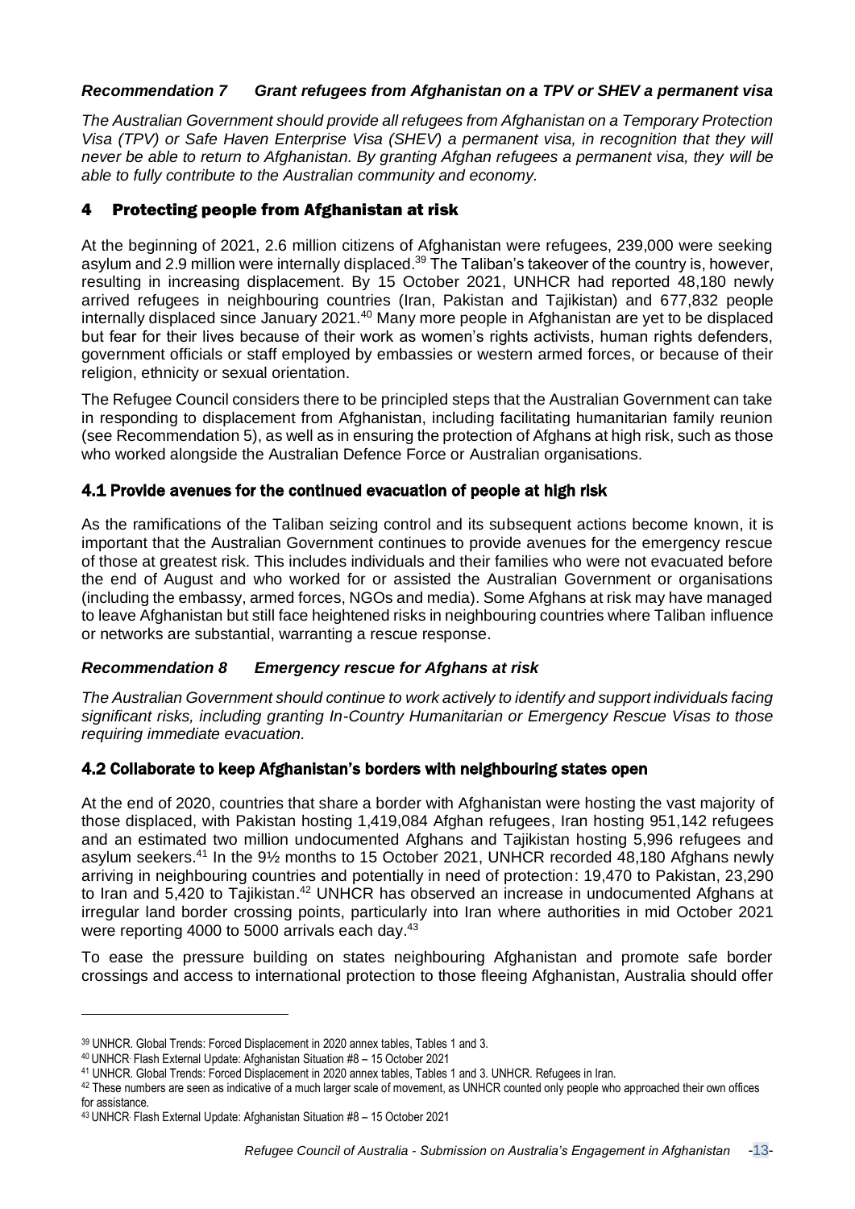***Recommendation 7 Grant refugees from Afghanistan on a TPV or SHEV a permanent visa***

*The Australian Government should provide all refugees from Afghanistan on a Temporary Protection Visa (TPV) or Safe Haven Enterprise Visa (SHEV) a permanent visa, in recognition that they will never be able to return to Afghanistan. By granting Afghan refugees a permanent visa, they will be able to fully contribute to the Australian community and economy.*

## 4 Protecting people from Afghanistan at risk

At the beginning of 2021, 2.6 million citizens of Afghanistan were refugees, 239,000 were seeking asylum and 2.9 million were internally displaced.[39] The Taliban's takeover of the country is, however, resulting in increasing displacement. By 15 October 2021, UNHCR had reported 48,180 newly arrived refugees in neighbouring countries (Iran, Pakistan and Tajikistan) and 677,832 people internally displaced since January 2021.[40] Many more people in Afghanistan are yet to be displaced but fear for their lives because of their work as women's rights activists, human rights defenders, government officials or staff employed by embassies or western armed forces, or because of their religion, ethnicity or sexual orientation.

The Refugee Council considers there to be principled steps that the Australian Government can take in responding to displacement from Afghanistan, including facilitating humanitarian family reunion (see Recommendation 5), as well as in ensuring the protection of Afghans at high risk, such as those who worked alongside the Australian Defence Force or Australian organisations.

### 4.1 Provide avenues for the continued evacuation of people at high risk

As the ramifications of the Taliban seizing control and its subsequent actions become known, it is important that the Australian Government continues to provide avenues for the emergency rescue of those at greatest risk. This includes individuals and their families who were not evacuated before the end of August and who worked for or assisted the Australian Government or organisations (including the embassy, armed forces, NGOs and media). Some Afghans at risk may have managed to leave Afghanistan but still face heightened risks in neighbouring countries where Taliban influence or networks are substantial, warranting a rescue response.

***Recommendation 8 Emergency rescue for Afghans at risk***

*The Australian Government should continue to work actively to identify and support individuals facing significant risks, including granting In-Country Humanitarian or Emergency Rescue Visas to those requiring immediate evacuation.*

### 4.2 Collaborate to keep Afghanistan's borders with neighbouring states open

At the end of 2020, countries that share a border with Afghanistan were hosting the vast majority of those displaced, with Pakistan hosting 1,419,084 Afghan refugees, Iran hosting 951,142 refugees and an estimated two million undocumented Afghans and Tajikistan hosting 5,996 refugees and asylum seekers.[41] In the 9½ months to 15 October 2021, UNHCR recorded 48,180 Afghans newly arriving in neighbouring countries and potentially in need of protection: 19,470 to Pakistan, 23,290 to Iran and 5,420 to Tajikistan.[42] UNHCR has observed an increase in undocumented Afghans at irregular land border crossing points, particularly into Iran where authorities in mid October 2021 were reporting 4000 to 5000 arrivals each day.[43]

To ease the pressure building on states neighbouring Afghanistan and promote safe border crossings and access to international protection to those fleeing Afghanistan, Australia should offer

---

[39] UNHCR. Global Trends: Forced Displacement in 2020 annex tables, Tables 1 and 3.

[40] UNHCR. Flash External Update: Afghanistan Situation #8 – 15 October 2021

[41] UNHCR. Global Trends: Forced Displacement in 2020 annex tables, Tables 1 and 3. UNHCR. Refugees in Iran.

[42] These numbers are seen as indicative of a much larger scale of movement, as UNHCR counted only people who approached their own offices for assistance.

[43] UNHCR. Flash External Update: Afghanistan Situation #8 – 15 October 2021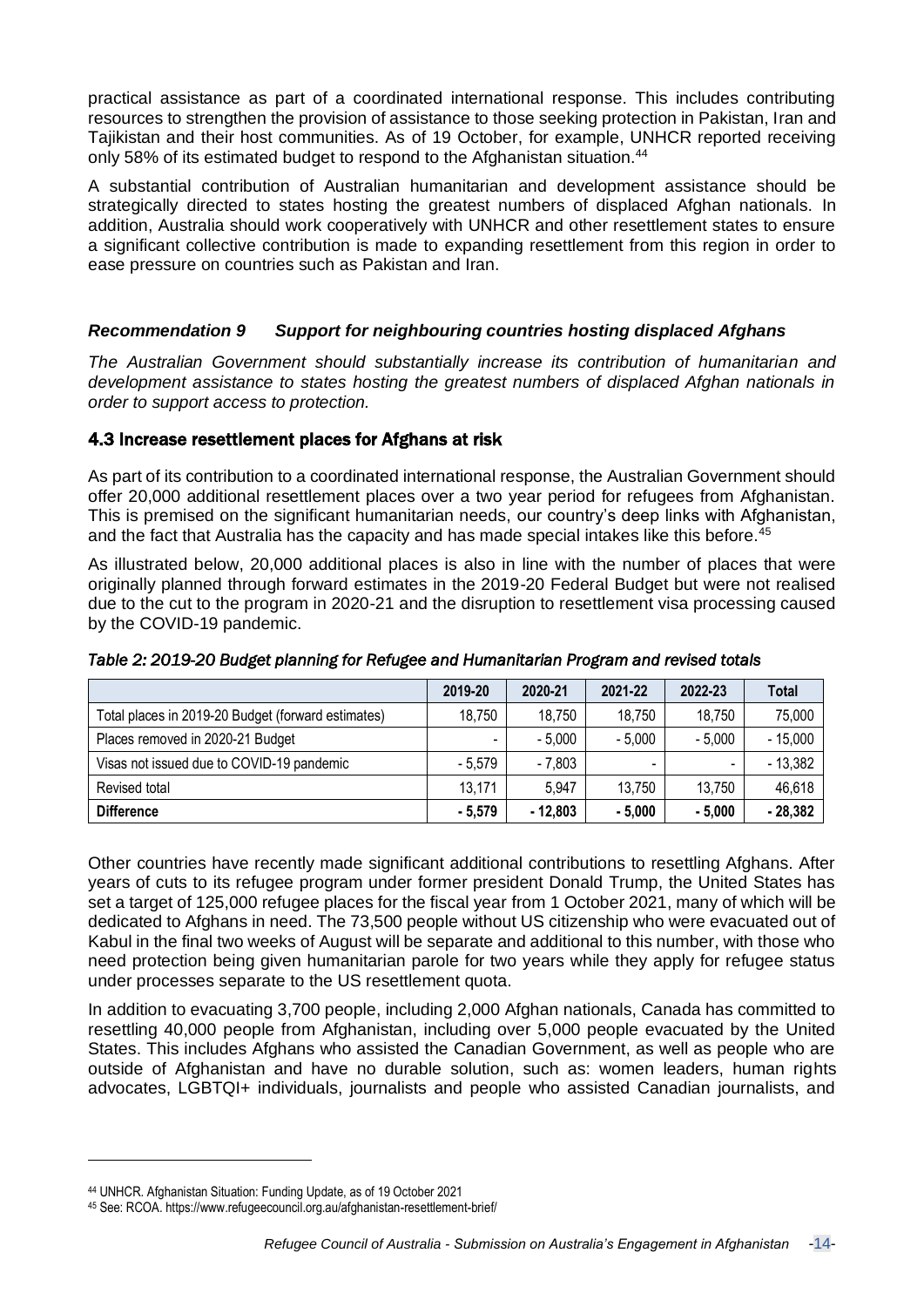practical assistance as part of a coordinated international response. This includes contributing resources to strengthen the provision of assistance to those seeking protection in Pakistan, Iran and Tajikistan and their host communities. As of 19 October, for example, UNHCR reported receiving only 58% of its estimated budget to respond to the Afghanistan situation.[44]

A substantial contribution of Australian humanitarian and development assistance should be strategically directed to states hosting the greatest numbers of displaced Afghan nationals. In addition, Australia should work cooperatively with UNHCR and other resettlement states to ensure a significant collective contribution is made to expanding resettlement from this region in order to ease pressure on countries such as Pakistan and Iran.

***Recommendation 9 Support for neighbouring countries hosting displaced Afghans***

*The Australian Government should substantially increase its contribution of humanitarian and development assistance to states hosting the greatest numbers of displaced Afghan nationals in order to support access to protection.*

### 4.3 Increase resettlement places for Afghans at risk

As part of its contribution to a coordinated international response, the Australian Government should offer 20,000 additional resettlement places over a two year period for refugees from Afghanistan. This is premised on the significant humanitarian needs, our country's deep links with Afghanistan, and the fact that Australia has the capacity and has made special intakes like this before.[45]

As illustrated below, 20,000 additional places is also in line with the number of places that were originally planned through forward estimates in the 2019-20 Federal Budget but were not realised due to the cut to the program in 2020-21 and the disruption to resettlement visa processing caused by the COVID-19 pandemic.

*Table 2: 2019-20 Budget planning for Refugee and Humanitarian Program and revised totals*

| | 2019-20 | 2020-21 | 2021-22 | 2022-23 | Total |
|---|---|---|---|---|---|
| Total places in 2019-20 Budget (forward estimates) | 18,750 | 18,750 | 18,750 | 18,750 | 75,000 |
| Places removed in 2020-21 Budget | - | - 5,000 | - 5,000 | - 5,000 | - 15,000 |
| Visas not issued due to COVID-19 pandemic | - 5,579 | - 7,803 | - | - | - 13,382 |
| Revised total | 13,171 | 5,947 | 13,750 | 13,750 | 46,618 |
| **Difference** | **- 5,579** | **- 12,803** | **- 5,000** | **- 5,000** | **- 28,382** |

Other countries have recently made significant additional contributions to resettling Afghans. After years of cuts to its refugee program under former president Donald Trump, the United States has set a target of 125,000 refugee places for the fiscal year from 1 October 2021, many of which will be dedicated to Afghans in need. The 73,500 people without US citizenship who were evacuated out of Kabul in the final two weeks of August will be separate and additional to this number, with those who need protection being given humanitarian parole for two years while they apply for refugee status under processes separate to the US resettlement quota.

In addition to evacuating 3,700 people, including 2,000 Afghan nationals, Canada has committed to resettling 40,000 people from Afghanistan, including over 5,000 people evacuated by the United States. This includes Afghans who assisted the Canadian Government, as well as people who are outside of Afghanistan and have no durable solution, such as: women leaders, human rights advocates, LGBTQI+ individuals, journalists and people who assisted Canadian journalists, and

[44] UNHCR. Afghanistan Situation: Funding Update, as of 19 October 2021

[45] See: RCOA. https://www.refugeecouncil.org.au/afghanistan-resettlement-brief/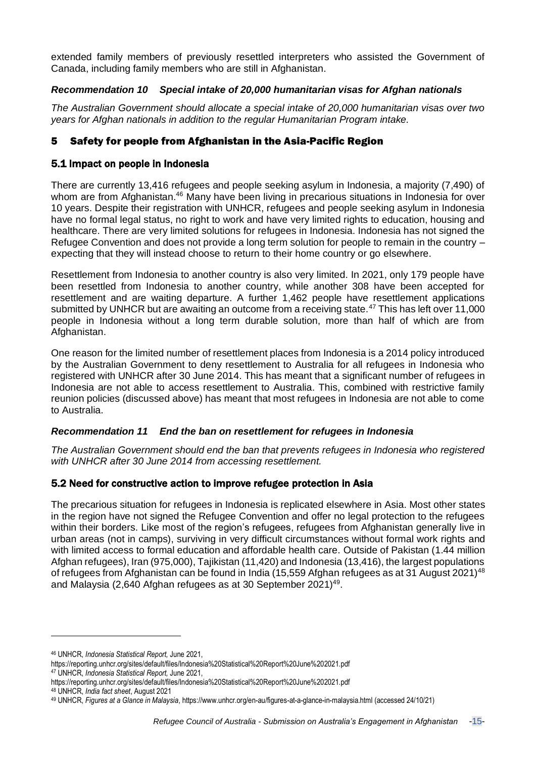extended family members of previously resettled interpreters who assisted the Government of Canada, including family members who are still in Afghanistan.

***Recommendation 10 Special intake of 20,000 humanitarian visas for Afghan nationals***

*The Australian Government should allocate a special intake of 20,000 humanitarian visas over two years for Afghan nationals in addition to the regular Humanitarian Program intake.*

## 5 Safety for people from Afghanistan in the Asia-Pacific Region

### 5.1 Impact on people in Indonesia

There are currently 13,416 refugees and people seeking asylum in Indonesia, a majority (7,490) of whom are from Afghanistan.[46] Many have been living in precarious situations in Indonesia for over 10 years. Despite their registration with UNHCR, refugees and people seeking asylum in Indonesia have no formal legal status, no right to work and have very limited rights to education, housing and healthcare. There are very limited solutions for refugees in Indonesia. Indonesia has not signed the Refugee Convention and does not provide a long term solution for people to remain in the country – expecting that they will instead choose to return to their home country or go elsewhere.

Resettlement from Indonesia to another country is also very limited. In 2021, only 179 people have been resettled from Indonesia to another country, while another 308 have been accepted for resettlement and are waiting departure. A further 1,462 people have resettlement applications submitted by UNHCR but are awaiting an outcome from a receiving state.[47] This has left over 11,000 people in Indonesia without a long term durable solution, more than half of which are from Afghanistan.

One reason for the limited number of resettlement places from Indonesia is a 2014 policy introduced by the Australian Government to deny resettlement to Australia for all refugees in Indonesia who registered with UNHCR after 30 June 2014. This has meant that a significant number of refugees in Indonesia are not able to access resettlement to Australia. This, combined with restrictive family reunion policies (discussed above) has meant that most refugees in Indonesia are not able to come to Australia.

***Recommendation 11 End the ban on resettlement for refugees in Indonesia***

*The Australian Government should end the ban that prevents refugees in Indonesia who registered with UNHCR after 30 June 2014 from accessing resettlement.*

### 5.2 Need for constructive action to improve refugee protection in Asia

The precarious situation for refugees in Indonesia is replicated elsewhere in Asia. Most other states in the region have not signed the Refugee Convention and offer no legal protection to the refugees within their borders. Like most of the region's refugees, refugees from Afghanistan generally live in urban areas (not in camps), surviving in very difficult circumstances without formal work rights and with limited access to formal education and affordable health care. Outside of Pakistan (1.44 million Afghan refugees), Iran (975,000), Tajikistan (11,420) and Indonesia (13,416), the largest populations of refugees from Afghanistan can be found in India (15,559 Afghan refugees as at 31 August 2021)[48] and Malaysia (2,640 Afghan refugees as at 30 September 2021)[49].

---

[46] UNHCR, *Indonesia Statistical Report,* June 2021, https://reporting.unhcr.org/sites/default/files/Indonesia%20Statistical%20Report%20June%202021.pdf

[47] UNHCR, *Indonesia Statistical Report,* June 2021, https://reporting.unhcr.org/sites/default/files/Indonesia%20Statistical%20Report%20June%202021.pdf

[48] UNHCR, *India fact sheet*, August 2021

[49] UNHCR, *Figures at a Glance in Malaysia*, https://www.unhcr.org/en-au/figures-at-a-glance-in-malaysia.html (accessed 24/10/21)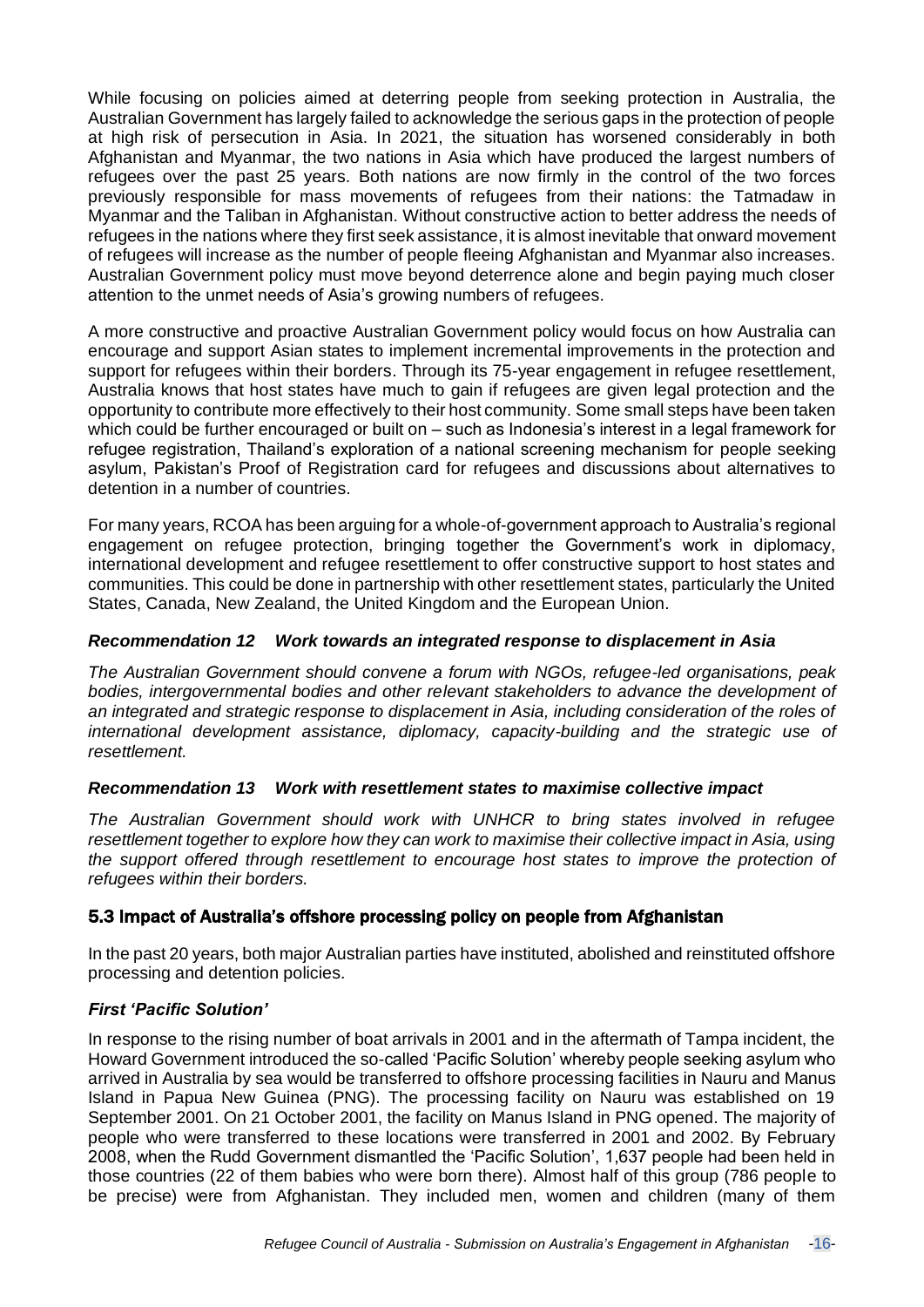While focusing on policies aimed at deterring people from seeking protection in Australia, the Australian Government has largely failed to acknowledge the serious gaps in the protection of people at high risk of persecution in Asia. In 2021, the situation has worsened considerably in both Afghanistan and Myanmar, the two nations in Asia which have produced the largest numbers of refugees over the past 25 years. Both nations are now firmly in the control of the two forces previously responsible for mass movements of refugees from their nations: the Tatmadaw in Myanmar and the Taliban in Afghanistan. Without constructive action to better address the needs of refugees in the nations where they first seek assistance, it is almost inevitable that onward movement of refugees will increase as the number of people fleeing Afghanistan and Myanmar also increases. Australian Government policy must move beyond deterrence alone and begin paying much closer attention to the unmet needs of Asia's growing numbers of refugees.

A more constructive and proactive Australian Government policy would focus on how Australia can encourage and support Asian states to implement incremental improvements in the protection and support for refugees within their borders. Through its 75-year engagement in refugee resettlement, Australia knows that host states have much to gain if refugees are given legal protection and the opportunity to contribute more effectively to their host community. Some small steps have been taken which could be further encouraged or built on – such as Indonesia's interest in a legal framework for refugee registration, Thailand's exploration of a national screening mechanism for people seeking asylum, Pakistan's Proof of Registration card for refugees and discussions about alternatives to detention in a number of countries.

For many years, RCOA has been arguing for a whole-of-government approach to Australia's regional engagement on refugee protection, bringing together the Government's work in diplomacy, international development and refugee resettlement to offer constructive support to host states and communities. This could be done in partnership with other resettlement states, particularly the United States, Canada, New Zealand, the United Kingdom and the European Union.

***Recommendation 12 Work towards an integrated response to displacement in Asia***

*The Australian Government should convene a forum with NGOs, refugee-led organisations, peak bodies, intergovernmental bodies and other relevant stakeholders to advance the development of an integrated and strategic response to displacement in Asia, including consideration of the roles of international development assistance, diplomacy, capacity-building and the strategic use of resettlement.*

***Recommendation 13 Work with resettlement states to maximise collective impact***

*The Australian Government should work with UNHCR to bring states involved in refugee resettlement together to explore how they can work to maximise their collective impact in Asia, using the support offered through resettlement to encourage host states to improve the protection of refugees within their borders.*

### 5.3 Impact of Australia's offshore processing policy on people from Afghanistan

In the past 20 years, both major Australian parties have instituted, abolished and reinstituted offshore processing and detention policies.

#### *First 'Pacific Solution'*

In response to the rising number of boat arrivals in 2001 and in the aftermath of Tampa incident, the Howard Government introduced the so-called 'Pacific Solution' whereby people seeking asylum who arrived in Australia by sea would be transferred to offshore processing facilities in Nauru and Manus Island in Papua New Guinea (PNG). The processing facility on Nauru was established on 19 September 2001. On 21 October 2001, the facility on Manus Island in PNG opened. The majority of people who were transferred to these locations were transferred in 2001 and 2002. By February 2008, when the Rudd Government dismantled the 'Pacific Solution', 1,637 people had been held in those countries (22 of them babies who were born there). Almost half of this group (786 people to be precise) were from Afghanistan. They included men, women and children (many of them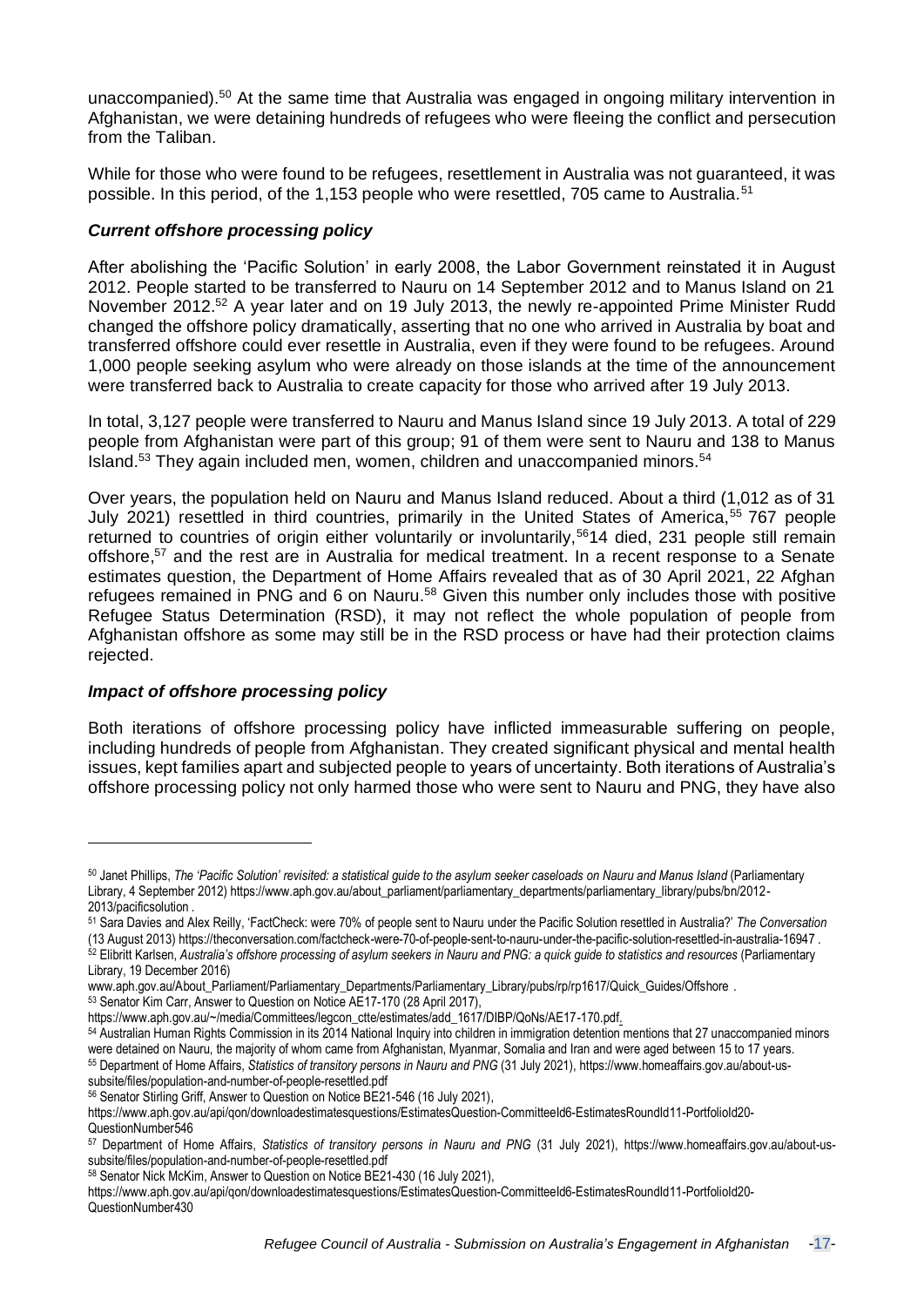unaccompanied).[50] At the same time that Australia was engaged in ongoing military intervention in Afghanistan, we were detaining hundreds of refugees who were fleeing the conflict and persecution from the Taliban.

While for those who were found to be refugees, resettlement in Australia was not guaranteed, it was possible. In this period, of the 1,153 people who were resettled, 705 came to Australia.[51]

### *Current offshore processing policy*

After abolishing the 'Pacific Solution' in early 2008, the Labor Government reinstated it in August 2012. People started to be transferred to Nauru on 14 September 2012 and to Manus Island on 21 November 2012.[52] A year later and on 19 July 2013, the newly re-appointed Prime Minister Rudd changed the offshore policy dramatically, asserting that no one who arrived in Australia by boat and transferred offshore could ever resettle in Australia, even if they were found to be refugees. Around 1,000 people seeking asylum who were already on those islands at the time of the announcement were transferred back to Australia to create capacity for those who arrived after 19 July 2013.

In total, 3,127 people were transferred to Nauru and Manus Island since 19 July 2013. A total of 229 people from Afghanistan were part of this group; 91 of them were sent to Nauru and 138 to Manus Island.[53] They again included men, women, children and unaccompanied minors.[54]

Over years, the population held on Nauru and Manus Island reduced. About a third (1,012 as of 31 July 2021) resettled in third countries, primarily in the United States of America,[55] 767 people returned to countries of origin either voluntarily or involuntarily,[56] 14 died, 231 people still remain offshore,[57] and the rest are in Australia for medical treatment. In a recent response to a Senate estimates question, the Department of Home Affairs revealed that as of 30 April 2021, 22 Afghan refugees remained in PNG and 6 on Nauru.[58] Given this number only includes those with positive Refugee Status Determination (RSD), it may not reflect the whole population of people from Afghanistan offshore as some may still be in the RSD process or have had their protection claims rejected.

### *Impact of offshore processing policy*

Both iterations of offshore processing policy have inflicted immeasurable suffering on people, including hundreds of people from Afghanistan. They created significant physical and mental health issues, kept families apart and subjected people to years of uncertainty. Both iterations of Australia's offshore processing policy not only harmed those who were sent to Nauru and PNG, they have also

---

[50] Janet Phillips, *The 'Pacific Solution' revisited: a statistical guide to the asylum seeker caseloads on Nauru and Manus Island* (Parliamentary Library, 4 September 2012) https://www.aph.gov.au/about_parliament/parliamentary_departments/parliamentary_library/pubs/bn/2012-2013/pacificsolution .

[51] Sara Davies and Alex Reilly, 'FactCheck: were 70% of people sent to Nauru under the Pacific Solution resettled in Australia?' *The Conversation* (13 August 2013) https://theconversation.com/factcheck-were-70-of-people-sent-to-nauru-under-the-pacific-solution-resettled-in-australia-16947 .

[52] Elibritt Karlsen, *Australia's offshore processing of asylum seekers in Nauru and PNG: a quick guide to statistics and resources* (Parliamentary Library, 19 December 2016) www.aph.gov.au/About_Parliament/Parliamentary_Departments/Parliamentary_Library/pubs/rp/rp1617/Quick_Guides/Offshore .

[53] Senator Kim Carr, Answer to Question on Notice AE17-170 (28 April 2017), https://www.aph.gov.au/~/media/Committees/legcon_ctte/estimates/add_1617/DIBP/QoNs/AE17-170.pdf.

[54] Australian Human Rights Commission in its 2014 National Inquiry into children in immigration detention mentions that 27 unaccompanied minors were detained on Nauru, the majority of whom came from Afghanistan, Myanmar, Somalia and Iran and were aged between 15 to 17 years.

[55] Department of Home Affairs, *Statistics of transitory persons in Nauru and PNG* (31 July 2021), https://www.homeaffairs.gov.au/about-us-subsite/files/population-and-number-of-people-resettled.pdf

[56] Senator Stirling Griff, Answer to Question on Notice BE21-546 (16 July 2021), https://www.aph.gov.au/api/qon/downloadestimatesquestions/EstimatesQuestion-CommitteeId6-EstimatesRoundId11-PortfolioId20-QuestionNumber546

[57] Department of Home Affairs, *Statistics of transitory persons in Nauru and PNG* (31 July 2021), https://www.homeaffairs.gov.au/about-us-subsite/files/population-and-number-of-people-resettled.pdf

[58] Senator Nick McKim, Answer to Question on Notice BE21-430 (16 July 2021), https://www.aph.gov.au/api/qon/downloadestimatesquestions/EstimatesQuestion-CommitteeId6-EstimatesRoundId11-PortfolioId20-QuestionNumber430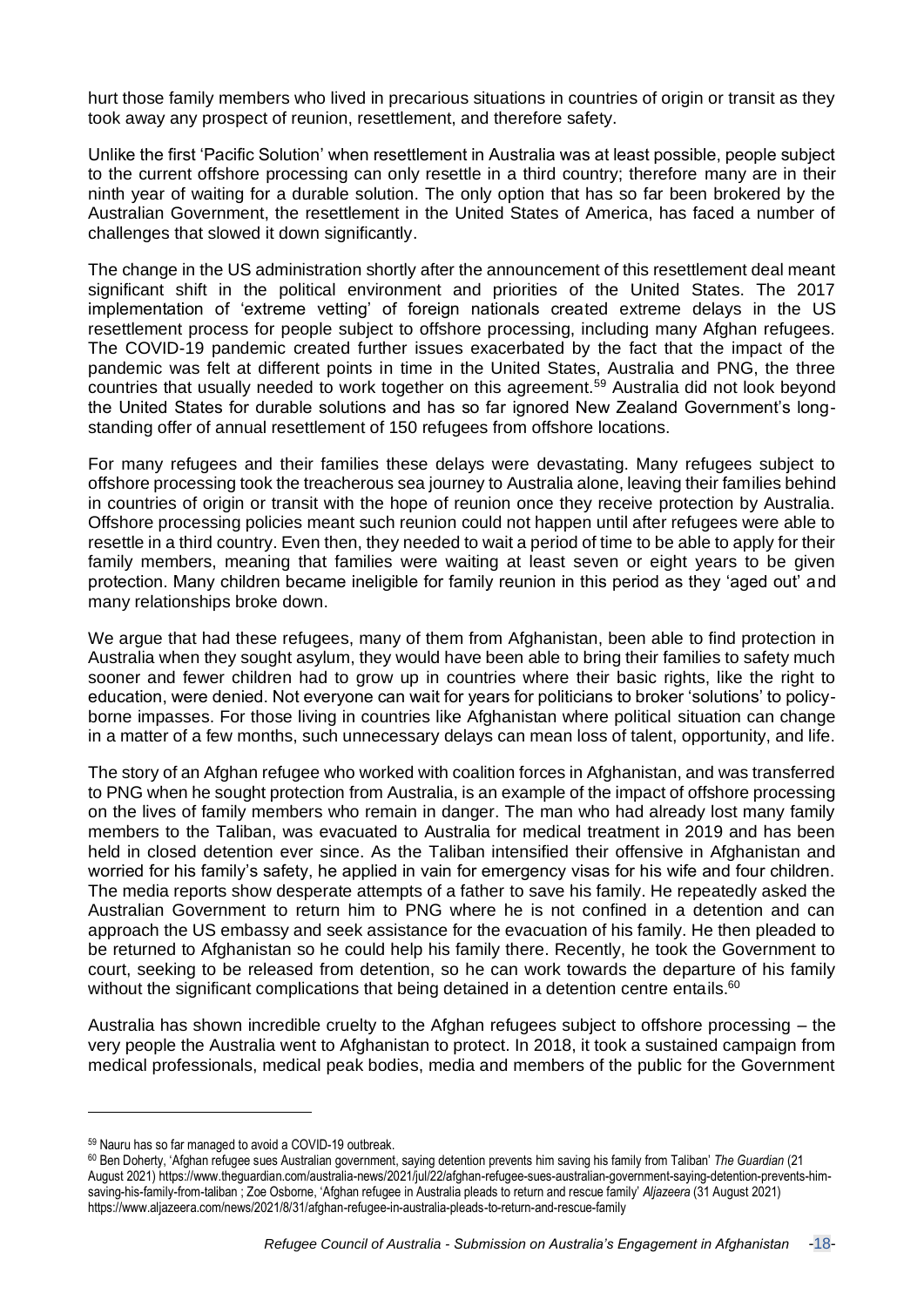hurt those family members who lived in precarious situations in countries of origin or transit as they took away any prospect of reunion, resettlement, and therefore safety.

Unlike the first 'Pacific Solution' when resettlement in Australia was at least possible, people subject to the current offshore processing can only resettle in a third country; therefore many are in their ninth year of waiting for a durable solution. The only option that has so far been brokered by the Australian Government, the resettlement in the United States of America, has faced a number of challenges that slowed it down significantly.

The change in the US administration shortly after the announcement of this resettlement deal meant significant shift in the political environment and priorities of the United States. The 2017 implementation of 'extreme vetting' of foreign nationals created extreme delays in the US resettlement process for people subject to offshore processing, including many Afghan refugees. The COVID-19 pandemic created further issues exacerbated by the fact that the impact of the pandemic was felt at different points in time in the United States, Australia and PNG, the three countries that usually needed to work together on this agreement.[59] Australia did not look beyond the United States for durable solutions and has so far ignored New Zealand Government's long-standing offer of annual resettlement of 150 refugees from offshore locations.

For many refugees and their families these delays were devastating. Many refugees subject to offshore processing took the treacherous sea journey to Australia alone, leaving their families behind in countries of origin or transit with the hope of reunion once they receive protection by Australia. Offshore processing policies meant such reunion could not happen until after refugees were able to resettle in a third country. Even then, they needed to wait a period of time to be able to apply for their family members, meaning that families were waiting at least seven or eight years to be given protection. Many children became ineligible for family reunion in this period as they 'aged out' and many relationships broke down.

We argue that had these refugees, many of them from Afghanistan, been able to find protection in Australia when they sought asylum, they would have been able to bring their families to safety much sooner and fewer children had to grow up in countries where their basic rights, like the right to education, were denied. Not everyone can wait for years for politicians to broker 'solutions' to policy-borne impasses. For those living in countries like Afghanistan where political situation can change in a matter of a few months, such unnecessary delays can mean loss of talent, opportunity, and life.

The story of an Afghan refugee who worked with coalition forces in Afghanistan, and was transferred to PNG when he sought protection from Australia, is an example of the impact of offshore processing on the lives of family members who remain in danger. The man who had already lost many family members to the Taliban, was evacuated to Australia for medical treatment in 2019 and has been held in closed detention ever since. As the Taliban intensified their offensive in Afghanistan and worried for his family's safety, he applied in vain for emergency visas for his wife and four children. The media reports show desperate attempts of a father to save his family. He repeatedly asked the Australian Government to return him to PNG where he is not confined in a detention and can approach the US embassy and seek assistance for the evacuation of his family. He then pleaded to be returned to Afghanistan so he could help his family there. Recently, he took the Government to court, seeking to be released from detention, so he can work towards the departure of his family without the significant complications that being detained in a detention centre entails.[60]

Australia has shown incredible cruelty to the Afghan refugees subject to offshore processing – the very people the Australia went to Afghanistan to protect. In 2018, it took a sustained campaign from medical professionals, medical peak bodies, media and members of the public for the Government

---

[59] Nauru has so far managed to avoid a COVID-19 outbreak.

[60] Ben Doherty, 'Afghan refugee sues Australian government, saying detention prevents him saving his family from Taliban' *The Guardian* (21 August 2021) https://www.theguardian.com/australia-news/2021/jul/22/afghan-refugee-sues-australian-government-saying-detention-prevents-him-saving-his-family-from-taliban ; Zoe Osborne, 'Afghan refugee in Australia pleads to return and rescue family' *Aljazeera* (31 August 2021) https://www.aljazeera.com/news/2021/8/31/afghan-refugee-in-australia-pleads-to-return-and-rescue-family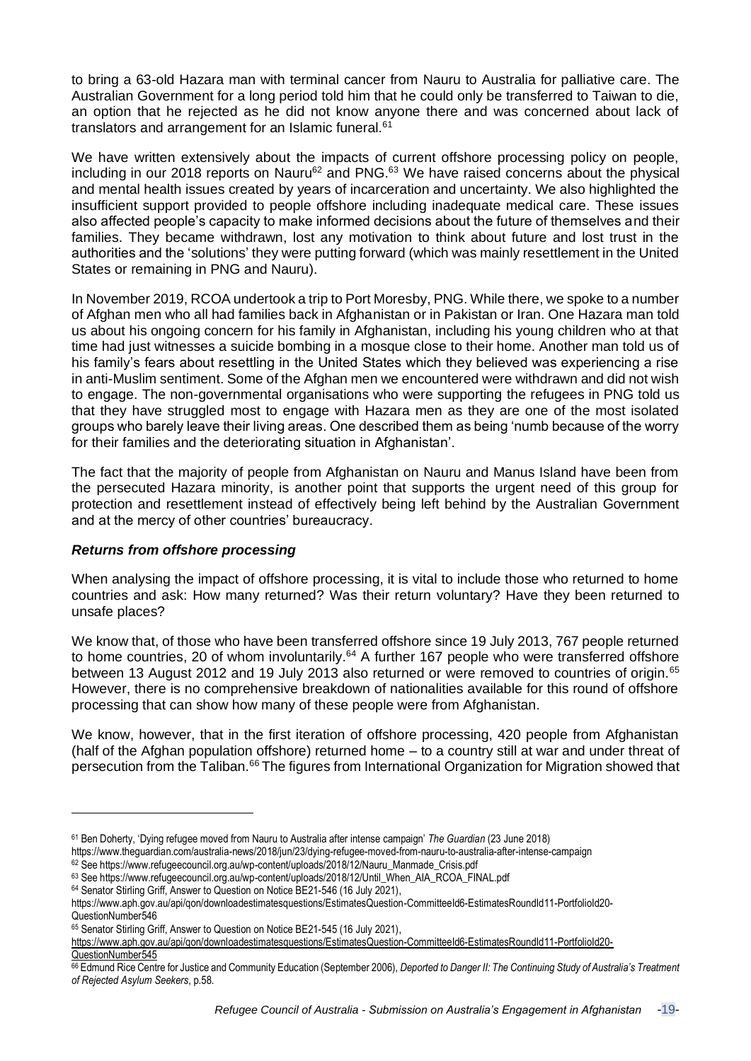to bring a 63-old Hazara man with terminal cancer from Nauru to Australia for palliative care. The Australian Government for a long period told him that he could only be transferred to Taiwan to die, an option that he rejected as he did not know anyone there and was concerned about lack of translators and arrangement for an Islamic funeral.[61]

We have written extensively about the impacts of current offshore processing policy on people, including in our 2018 reports on Nauru[62] and PNG.[63] We have raised concerns about the physical and mental health issues created by years of incarceration and uncertainty. We also highlighted the insufficient support provided to people offshore including inadequate medical care. These issues also affected people's capacity to make informed decisions about the future of themselves and their families. They became withdrawn, lost any motivation to think about future and lost trust in the authorities and the 'solutions' they were putting forward (which was mainly resettlement in the United States or remaining in PNG and Nauru).

In November 2019, RCOA undertook a trip to Port Moresby, PNG. While there, we spoke to a number of Afghan men who all had families back in Afghanistan or in Pakistan or Iran. One Hazara man told us about his ongoing concern for his family in Afghanistan, including his young children who at that time had just witnesses a suicide bombing in a mosque close to their home. Another man told us of his family's fears about resettling in the United States which they believed was experiencing a rise in anti-Muslim sentiment. Some of the Afghan men we encountered were withdrawn and did not wish to engage. The non-governmental organisations who were supporting the refugees in PNG told us that they have struggled most to engage with Hazara men as they are one of the most isolated groups who barely leave their living areas. One described them as being 'numb because of the worry for their families and the deteriorating situation in Afghanistan'.

The fact that the majority of people from Afghanistan on Nauru and Manus Island have been from the persecuted Hazara minority, is another point that supports the urgent need of this group for protection and resettlement instead of effectively being left behind by the Australian Government and at the mercy of other countries' bureaucracy.

### *Returns from offshore processing*

When analysing the impact of offshore processing, it is vital to include those who returned to home countries and ask: How many returned? Was their return voluntary? Have they been returned to unsafe places?

We know that, of those who have been transferred offshore since 19 July 2013, 767 people returned to home countries, 20 of whom involuntarily.[64] A further 167 people who were transferred offshore between 13 August 2012 and 19 July 2013 also returned or were removed to countries of origin.[65] However, there is no comprehensive breakdown of nationalities available for this round of offshore processing that can show how many of these people were from Afghanistan.

We know, however, that in the first iteration of offshore processing, 420 people from Afghanistan (half of the Afghan population offshore) returned home – to a country still at war and under threat of persecution from the Taliban.[66] The figures from International Organization for Migration showed that

---

[61] Ben Doherty, 'Dying refugee moved from Nauru to Australia after intense campaign' *The Guardian* (23 June 2018) https://www.theguardian.com/australia-news/2018/jun/23/dying-refugee-moved-from-nauru-to-australia-after-intense-campaign

[62] See https://www.refugeecouncil.org.au/wp-content/uploads/2018/12/Nauru_Manmade_Crisis.pdf

[63] See https://www.refugeecouncil.org.au/wp-content/uploads/2018/12/Until_When_AIA_RCOA_FINAL.pdf

[64] Senator Stirling Griff, Answer to Question on Notice BE21-546 (16 July 2021), https://www.aph.gov.au/api/qon/downloadestimatesquestions/EstimatesQuestion-CommitteeId6-EstimatesRoundId11-PortfolioId20-QuestionNumber546

[65] Senator Stirling Griff, Answer to Question on Notice BE21-545 (16 July 2021), https://www.aph.gov.au/api/qon/downloadestimatesquestions/EstimatesQuestion-CommitteeId6-EstimatesRoundId11-PortfolioId20-QuestionNumber545

[66] Edmund Rice Centre for Justice and Community Education (September 2006), *Deported to Danger II: The Continuing Study of Australia's Treatment of Rejected Asylum Seekers*, p.58.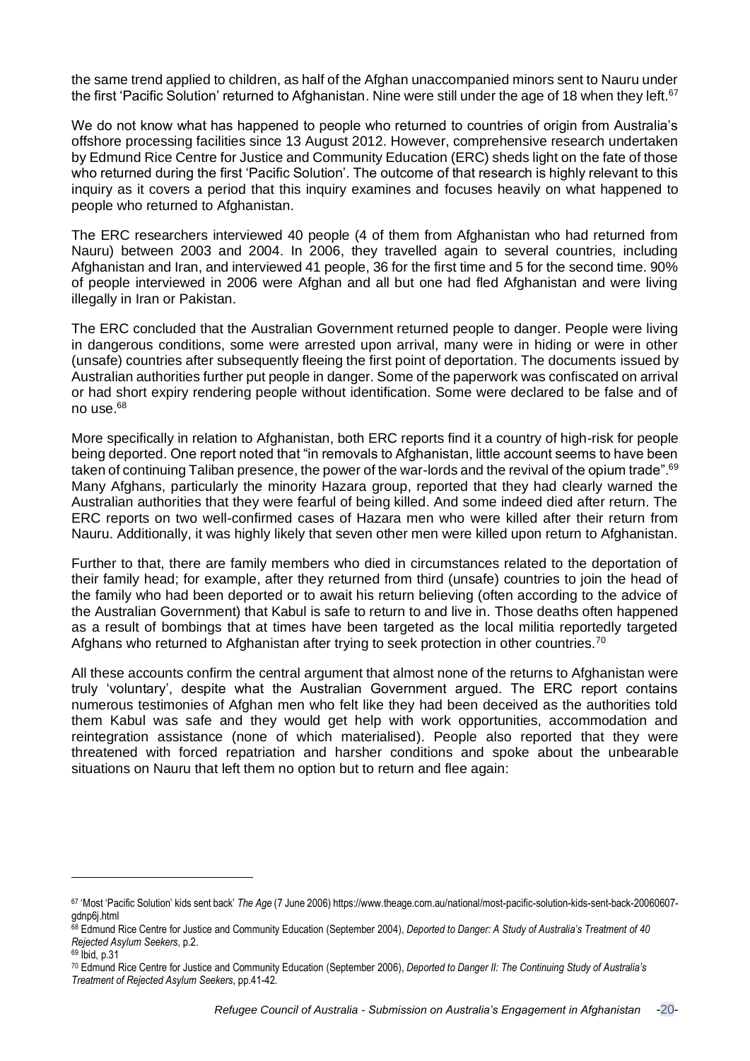the same trend applied to children, as half of the Afghan unaccompanied minors sent to Nauru under the first 'Pacific Solution' returned to Afghanistan. Nine were still under the age of 18 when they left.[67]

We do not know what has happened to people who returned to countries of origin from Australia's offshore processing facilities since 13 August 2012. However, comprehensive research undertaken by Edmund Rice Centre for Justice and Community Education (ERC) sheds light on the fate of those who returned during the first 'Pacific Solution'. The outcome of that research is highly relevant to this inquiry as it covers a period that this inquiry examines and focuses heavily on what happened to people who returned to Afghanistan.

The ERC researchers interviewed 40 people (4 of them from Afghanistan who had returned from Nauru) between 2003 and 2004. In 2006, they travelled again to several countries, including Afghanistan and Iran, and interviewed 41 people, 36 for the first time and 5 for the second time. 90% of people interviewed in 2006 were Afghan and all but one had fled Afghanistan and were living illegally in Iran or Pakistan.

The ERC concluded that the Australian Government returned people to danger. People were living in dangerous conditions, some were arrested upon arrival, many were in hiding or were in other (unsafe) countries after subsequently fleeing the first point of deportation. The documents issued by Australian authorities further put people in danger. Some of the paperwork was confiscated on arrival or had short expiry rendering people without identification. Some were declared to be false and of no use.[68]

More specifically in relation to Afghanistan, both ERC reports find it a country of high-risk for people being deported. One report noted that "in removals to Afghanistan, little account seems to have been taken of continuing Taliban presence, the power of the war-lords and the revival of the opium trade".[69] Many Afghans, particularly the minority Hazara group, reported that they had clearly warned the Australian authorities that they were fearful of being killed. And some indeed died after return. The ERC reports on two well-confirmed cases of Hazara men who were killed after their return from Nauru. Additionally, it was highly likely that seven other men were killed upon return to Afghanistan.

Further to that, there are family members who died in circumstances related to the deportation of their family head; for example, after they returned from third (unsafe) countries to join the head of the family who had been deported or to await his return believing (often according to the advice of the Australian Government) that Kabul is safe to return to and live in. Those deaths often happened as a result of bombings that at times have been targeted as the local militia reportedly targeted Afghans who returned to Afghanistan after trying to seek protection in other countries.[70]

All these accounts confirm the central argument that almost none of the returns to Afghanistan were truly 'voluntary', despite what the Australian Government argued. The ERC report contains numerous testimonies of Afghan men who felt like they had been deceived as the authorities told them Kabul was safe and they would get help with work opportunities, accommodation and reintegration assistance (none of which materialised). People also reported that they were threatened with forced repatriation and harsher conditions and spoke about the unbearable situations on Nauru that left them no option but to return and flee again:

---

[67] 'Most 'Pacific Solution' kids sent back' *The Age* (7 June 2006) https://www.theage.com.au/national/most-pacific-solution-kids-sent-back-20060607-gdnp6j.html

[68] Edmund Rice Centre for Justice and Community Education (September 2004), *Deported to Danger: A Study of Australia's Treatment of 40 Rejected Asylum Seekers*, p.2.

[69] Ibid, p.31

[70] Edmund Rice Centre for Justice and Community Education (September 2006), *Deported to Danger II: The Continuing Study of Australia's Treatment of Rejected Asylum Seekers*, pp.41-42.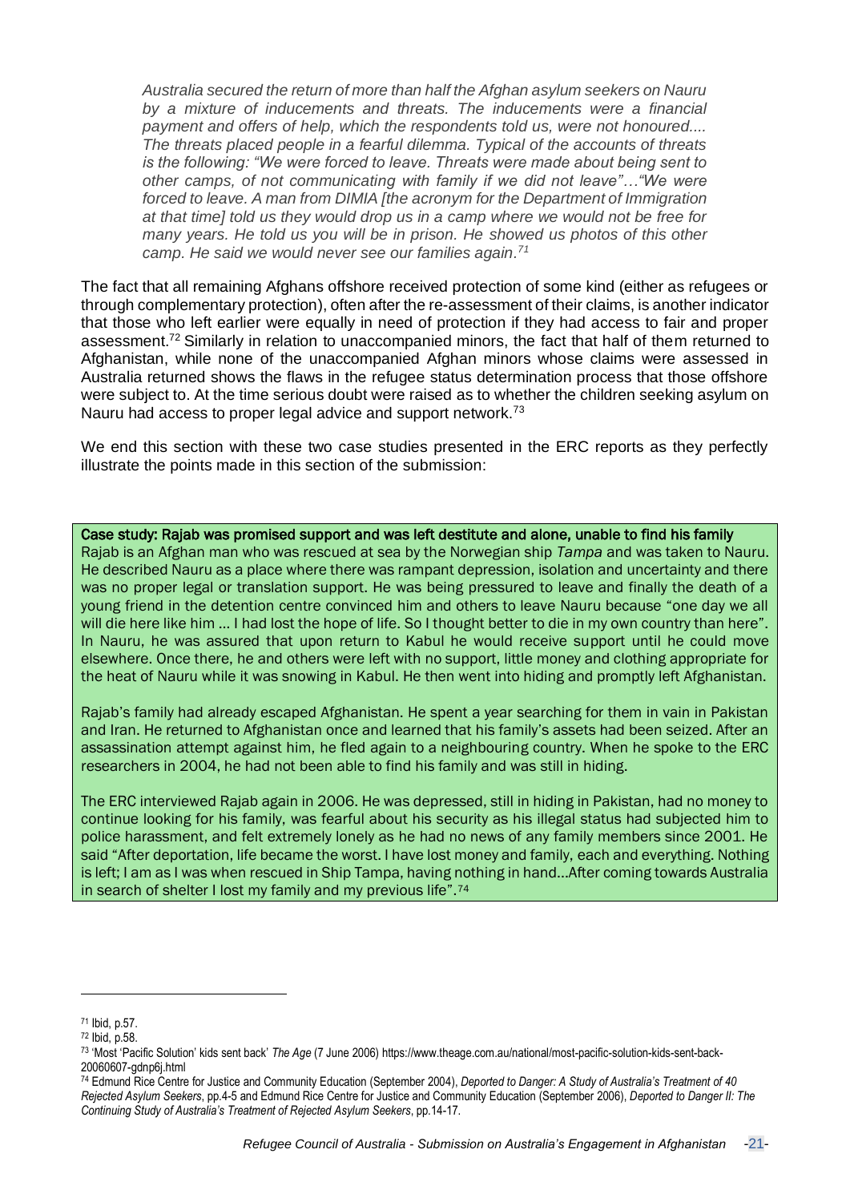> *Australia secured the return of more than half the Afghan asylum seekers on Nauru by a mixture of inducements and threats. The inducements were a financial payment and offers of help, which the respondents told us, were not honoured.... The threats placed people in a fearful dilemma. Typical of the accounts of threats is the following: "We were forced to leave. Threats were made about being sent to other camps, of not communicating with family if we did not leave"…"We were forced to leave. A man from DIMIA [the acronym for the Department of Immigration at that time] told us they would drop us in a camp where we would not be free for many years. He told us you will be in prison. He showed us photos of this other camp. He said we would never see our families again.*[71]

The fact that all remaining Afghans offshore received protection of some kind (either as refugees or through complementary protection), often after the re-assessment of their claims, is another indicator that those who left earlier were equally in need of protection if they had access to fair and proper assessment.[72] Similarly in relation to unaccompanied minors, the fact that half of them returned to Afghanistan, while none of the unaccompanied Afghan minors whose claims were assessed in Australia returned shows the flaws in the refugee status determination process that those offshore were subject to. At the time serious doubt were raised as to whether the children seeking asylum on Nauru had access to proper legal advice and support network.[73]

We end this section with these two case studies presented in the ERC reports as they perfectly illustrate the points made in this section of the submission:

**Case study: Rajab was promised support and was left destitute and alone, unable to find his family**

Rajab is an Afghan man who was rescued at sea by the Norwegian ship *Tampa* and was taken to Nauru. He described Nauru as a place where there was rampant depression, isolation and uncertainty and there was no proper legal or translation support. He was being pressured to leave and finally the death of a young friend in the detention centre convinced him and others to leave Nauru because "one day we all will die here like him … I had lost the hope of life. So I thought better to die in my own country than here". In Nauru, he was assured that upon return to Kabul he would receive support until he could move elsewhere. Once there, he and others were left with no support, little money and clothing appropriate for the heat of Nauru while it was snowing in Kabul. He then went into hiding and promptly left Afghanistan.

Rajab's family had already escaped Afghanistan. He spent a year searching for them in vain in Pakistan and Iran. He returned to Afghanistan once and learned that his family's assets had been seized. After an assassination attempt against him, he fled again to a neighbouring country. When he spoke to the ERC researchers in 2004, he had not been able to find his family and was still in hiding.

The ERC interviewed Rajab again in 2006. He was depressed, still in hiding in Pakistan, had no money to continue looking for his family, was fearful about his security as his illegal status had subjected him to police harassment, and felt extremely lonely as he had no news of any family members since 2001. He said "After deportation, life became the worst. I have lost money and family, each and everything. Nothing is left; I am as I was when rescued in Ship Tampa, having nothing in hand…After coming towards Australia in search of shelter I lost my family and my previous life".[74]

---

[71] Ibid, p.57.

[72] Ibid, p.58.

[73] 'Most 'Pacific Solution' kids sent back' *The Age* (7 June 2006) https://www.theage.com.au/national/most-pacific-solution-kids-sent-back-20060607-gdnp6j.html

[74] Edmund Rice Centre for Justice and Community Education (September 2004), *Deported to Danger: A Study of Australia's Treatment of 40 Rejected Asylum Seekers*, pp.4-5 and Edmund Rice Centre for Justice and Community Education (September 2006), *Deported to Danger II: The Continuing Study of Australia's Treatment of Rejected Asylum Seekers*, pp.14-17.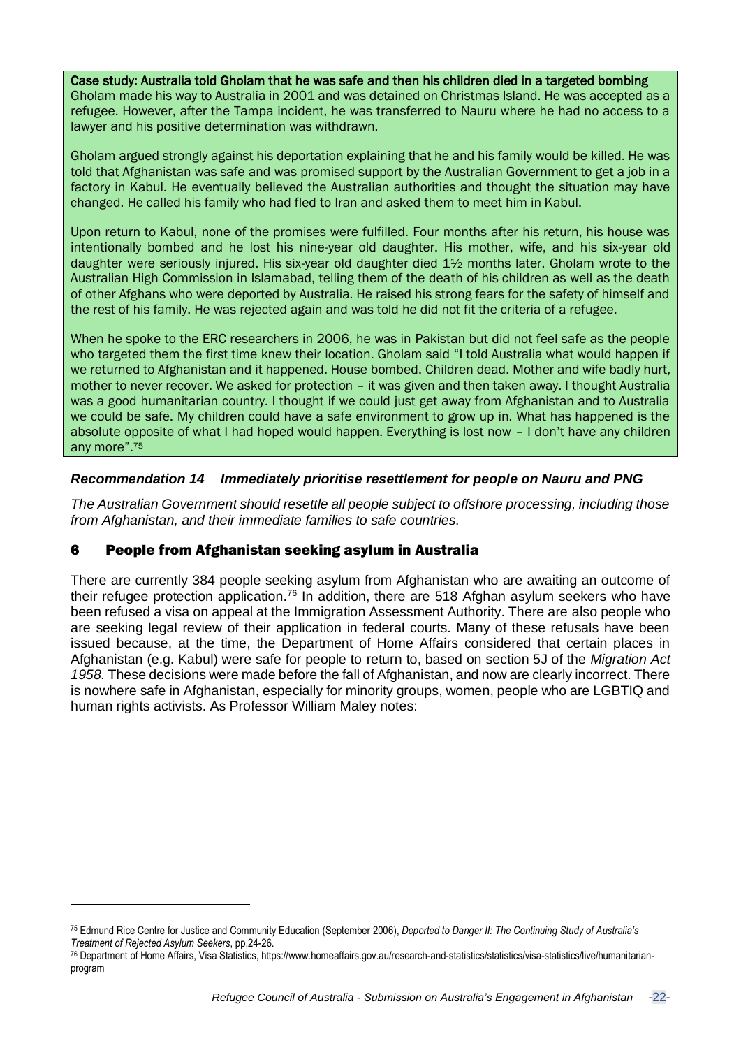**Case study: Australia told Gholam that he was safe and then his children died in a targeted bombing**

Gholam made his way to Australia in 2001 and was detained on Christmas Island. He was accepted as a refugee. However, after the Tampa incident, he was transferred to Nauru where he had no access to a lawyer and his positive determination was withdrawn.

Gholam argued strongly against his deportation explaining that he and his family would be killed. He was told that Afghanistan was safe and was promised support by the Australian Government to get a job in a factory in Kabul. He eventually believed the Australian authorities and thought the situation may have changed. He called his family who had fled to Iran and asked them to meet him in Kabul.

Upon return to Kabul, none of the promises were fulfilled. Four months after his return, his house was intentionally bombed and he lost his nine-year old daughter. His mother, wife, and his six-year old daughter were seriously injured. His six-year old daughter died 1½ months later. Gholam wrote to the Australian High Commission in Islamabad, telling them of the death of his children as well as the death of other Afghans who were deported by Australia. He raised his strong fears for the safety of himself and the rest of his family. He was rejected again and was told he did not fit the criteria of a refugee.

When he spoke to the ERC researchers in 2006, he was in Pakistan but did not feel safe as the people who targeted them the first time knew their location. Gholam said "I told Australia what would happen if we returned to Afghanistan and it happened. House bombed. Children dead. Mother and wife badly hurt, mother to never recover. We asked for protection – it was given and then taken away. I thought Australia was a good humanitarian country. I thought if we could just get away from Afghanistan and to Australia we could be safe. My children could have a safe environment to grow up in. What has happened is the absolute opposite of what I had hoped would happen. Everything is lost now – I don't have any children any more".[75]

***Recommendation 14 Immediately prioritise resettlement for people on Nauru and PNG***

*The Australian Government should resettle all people subject to offshore processing, including those from Afghanistan, and their immediate families to safe countries.*

## 6 People from Afghanistan seeking asylum in Australia

There are currently 384 people seeking asylum from Afghanistan who are awaiting an outcome of their refugee protection application.[76] In addition, there are 518 Afghan asylum seekers who have been refused a visa on appeal at the Immigration Assessment Authority. There are also people who are seeking legal review of their application in federal courts. Many of these refusals have been issued because, at the time, the Department of Home Affairs considered that certain places in Afghanistan (e.g. Kabul) were safe for people to return to, based on section 5J of the *Migration Act 1958.* These decisions were made before the fall of Afghanistan, and now are clearly incorrect. There is nowhere safe in Afghanistan, especially for minority groups, women, people who are LGBTIQ and human rights activists. As Professor William Maley notes:

---

[75] Edmund Rice Centre for Justice and Community Education (September 2006), *Deported to Danger II: The Continuing Study of Australia's Treatment of Rejected Asylum Seekers*, pp.24-26.

[76] Department of Home Affairs, Visa Statistics, https://www.homeaffairs.gov.au/research-and-statistics/statistics/visa-statistics/live/humanitarian-program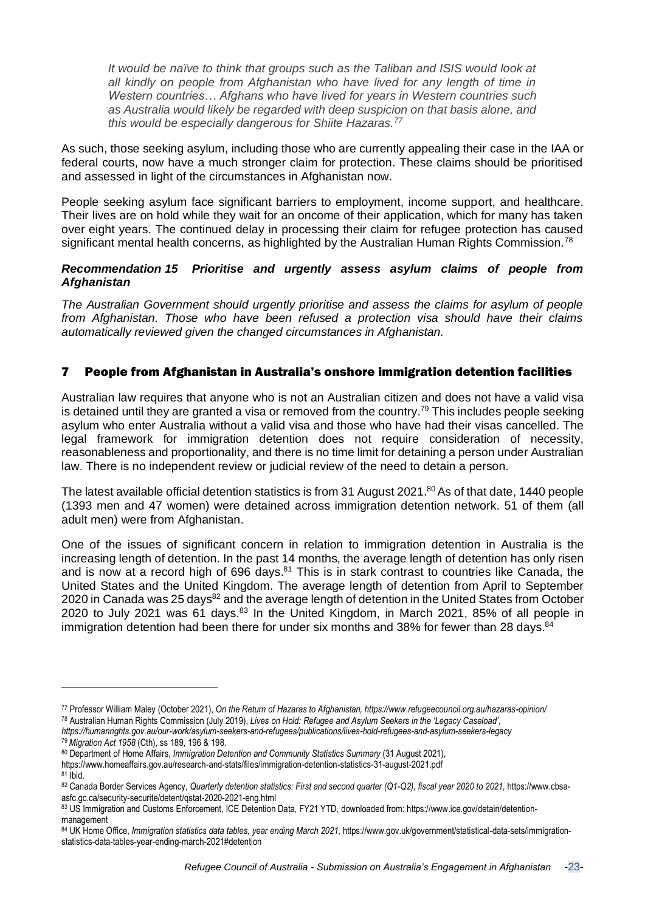*It would be naïve to think that groups such as the Taliban and ISIS would look at all kindly on people from Afghanistan who have lived for any length of time in Western countries… Afghans who have lived for years in Western countries such as Australia would likely be regarded with deep suspicion on that basis alone, and this would be especially dangerous for Shiite Hazaras.*[77]

As such, those seeking asylum, including those who are currently appealing their case in the IAA or federal courts, now have a much stronger claim for protection. These claims should be prioritised and assessed in light of the circumstances in Afghanistan now.

People seeking asylum face significant barriers to employment, income support, and healthcare. Their lives are on hold while they wait for an oncome of their application, which for many has taken over eight years. The continued delay in processing their claim for refugee protection has caused significant mental health concerns, as highlighted by the Australian Human Rights Commission.[78]

***Recommendation 15 Prioritise and urgently assess asylum claims of people from Afghanistan***

*The Australian Government should urgently prioritise and assess the claims for asylum of people from Afghanistan. Those who have been refused a protection visa should have their claims automatically reviewed given the changed circumstances in Afghanistan.*

## 7 People from Afghanistan in Australia's onshore immigration detention facilities

Australian law requires that anyone who is not an Australian citizen and does not have a valid visa is detained until they are granted a visa or removed from the country.[79] This includes people seeking asylum who enter Australia without a valid visa and those who have had their visas cancelled. The legal framework for immigration detention does not require consideration of necessity, reasonableness and proportionality, and there is no time limit for detaining a person under Australian law. There is no independent review or judicial review of the need to detain a person.

The latest available official detention statistics is from 31 August 2021.[80] As of that date, 1440 people (1393 men and 47 women) were detained across immigration detention network. 51 of them (all adult men) were from Afghanistan.

One of the issues of significant concern in relation to immigration detention in Australia is the increasing length of detention. In the past 14 months, the average length of detention has only risen and is now at a record high of 696 days.[81] This is in stark contrast to countries like Canada, the United States and the United Kingdom. The average length of detention from April to September 2020 in Canada was 25 days[82] and the average length of detention in the United States from October 2020 to July 2021 was 61 days.[83] In the United Kingdom, in March 2021, 85% of all people in immigration detention had been there for under six months and 38% for fewer than 28 days.[84]

---

[77] Professor William Maley (October 2021), *On the Return of Hazaras to Afghanistan, https://www.refugeecouncil.org.au/hazaras-opinion/*

[78] Australian Human Rights Commission (July 2019), *Lives on Hold: Refugee and Asylum Seekers in the 'Legacy Caseload', https://humanrights.gov.au/our-work/asylum-seekers-and-refugees/publications/lives-hold-refugees-and-asylum-seekers-legacy*

[79] *Migration Act 1958* (Cth), ss 189, 196 & 198.

[80] Department of Home Affairs, *Immigration Detention and Community Statistics Summary* (31 August 2021), https://www.homeaffairs.gov.au/research-and-stats/files/immigration-detention-statistics-31-august-2021.pdf

[81] Ibid.

[82] Canada Border Services Agency, *Quarterly detention statistics: First and second quarter (Q1-Q2), fiscal year 2020 to 2021,* https://www.cbsa-asfc.gc.ca/security-securite/detent/qstat-2020-2021-eng.html

[83] US Immigration and Customs Enforcement, ICE Detention Data, FY21 YTD, downloaded from: https://www.ice.gov/detain/detention-management

[84] UK Home Office, *Immigration statistics data tables, year ending March 2021*, https://www.gov.uk/government/statistical-data-sets/immigration-statistics-data-tables-year-ending-march-2021#detention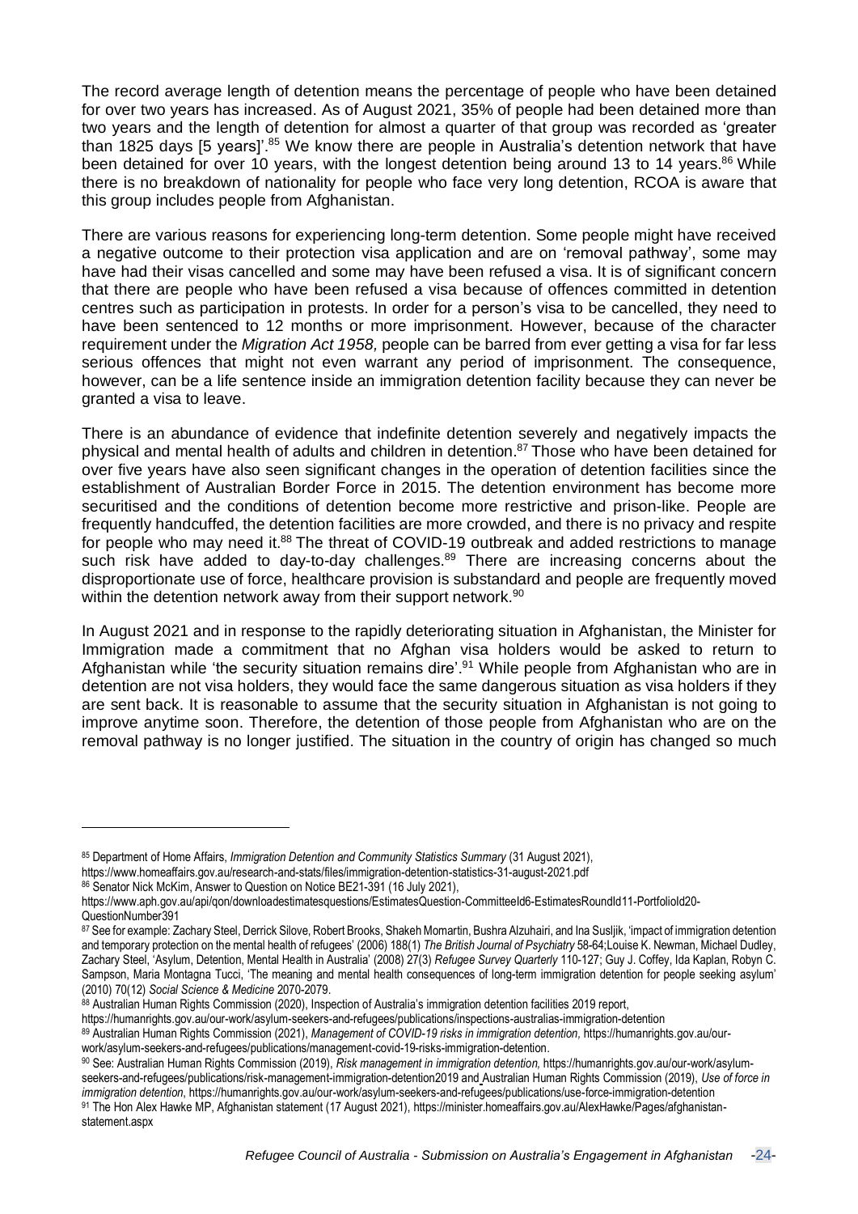The record average length of detention means the percentage of people who have been detained for over two years has increased. As of August 2021, 35% of people had been detained more than two years and the length of detention for almost a quarter of that group was recorded as 'greater than 1825 days [5 years]'.[85] We know there are people in Australia's detention network that have been detained for over 10 years, with the longest detention being around 13 to 14 years.[86] While there is no breakdown of nationality for people who face very long detention, RCOA is aware that this group includes people from Afghanistan.

There are various reasons for experiencing long-term detention. Some people might have received a negative outcome to their protection visa application and are on 'removal pathway', some may have had their visas cancelled and some may have been refused a visa. It is of significant concern that there are people who have been refused a visa because of offences committed in detention centres such as participation in protests. In order for a person's visa to be cancelled, they need to have been sentenced to 12 months or more imprisonment. However, because of the character requirement under the *Migration Act 1958,* people can be barred from ever getting a visa for far less serious offences that might not even warrant any period of imprisonment. The consequence, however, can be a life sentence inside an immigration detention facility because they can never be granted a visa to leave.

There is an abundance of evidence that indefinite detention severely and negatively impacts the physical and mental health of adults and children in detention.[87] Those who have been detained for over five years have also seen significant changes in the operation of detention facilities since the establishment of Australian Border Force in 2015. The detention environment has become more securitised and the conditions of detention become more restrictive and prison-like. People are frequently handcuffed, the detention facilities are more crowded, and there is no privacy and respite for people who may need it.[88] The threat of COVID-19 outbreak and added restrictions to manage such risk have added to day-to-day challenges.[89] There are increasing concerns about the disproportionate use of force, healthcare provision is substandard and people are frequently moved within the detention network away from their support network.[90]

In August 2021 and in response to the rapidly deteriorating situation in Afghanistan, the Minister for Immigration made a commitment that no Afghan visa holders would be asked to return to Afghanistan while 'the security situation remains dire'.[91] While people from Afghanistan who are in detention are not visa holders, they would face the same dangerous situation as visa holders if they are sent back. It is reasonable to assume that the security situation in Afghanistan is not going to improve anytime soon. Therefore, the detention of those people from Afghanistan who are on the removal pathway is no longer justified. The situation in the country of origin has changed so much

---

[85] Department of Home Affairs, *Immigration Detention and Community Statistics Summary* (31 August 2021), https://www.homeaffairs.gov.au/research-and-stats/files/immigration-detention-statistics-31-august-2021.pdf

[86] Senator Nick McKim, Answer to Question on Notice BE21-391 (16 July 2021), https://www.aph.gov.au/api/qon/downloadestimatesquestions/EstimatesQuestion-CommitteeId6-EstimatesRoundId11-PortfolioId20-QuestionNumber391

[87] See for example: Zachary Steel, Derrick Silove, Robert Brooks, Shakeh Momartin, Bushra Alzuhairi, and Ina Susljik, 'impact of immigration detention and temporary protection on the mental health of refugees' (2006) 188(1) *The British Journal of Psychiatry* 58-64;Louise K. Newman, Michael Dudley, Zachary Steel, 'Asylum, Detention, Mental Health in Australia' (2008) 27(3) *Refugee Survey Quarterly* 110-127; Guy J. Coffey, Ida Kaplan, Robyn C. Sampson, Maria Montagna Tucci, 'The meaning and mental health consequences of long-term immigration detention for people seeking asylum' (2010) 70(12) *Social Science & Medicine* 2070-2079.

[88] Australian Human Rights Commission (2020), Inspection of Australia's immigration detention facilities 2019 report, https://humanrights.gov.au/our-work/asylum-seekers-and-refugees/publications/inspections-australias-immigration-detention

[89] Australian Human Rights Commission (2021), *Management of COVID-19 risks in immigration detention,* https://humanrights.gov.au/our-work/asylum-seekers-and-refugees/publications/management-covid-19-risks-immigration-detention.

[90] See: Australian Human Rights Commission (2019), *Risk management in immigration detention,* https://humanrights.gov.au/our-work/asylum-seekers-and-refugees/publications/risk-management-immigration-detention2019 and Australian Human Rights Commission (2019), *Use of force in immigration detention*, https://humanrights.gov.au/our-work/asylum-seekers-and-refugees/publications/use-force-immigration-detention

[91] The Hon Alex Hawke MP, Afghanistan statement (17 August 2021), https://minister.homeaffairs.gov.au/AlexHawke/Pages/afghanistan-statement.aspx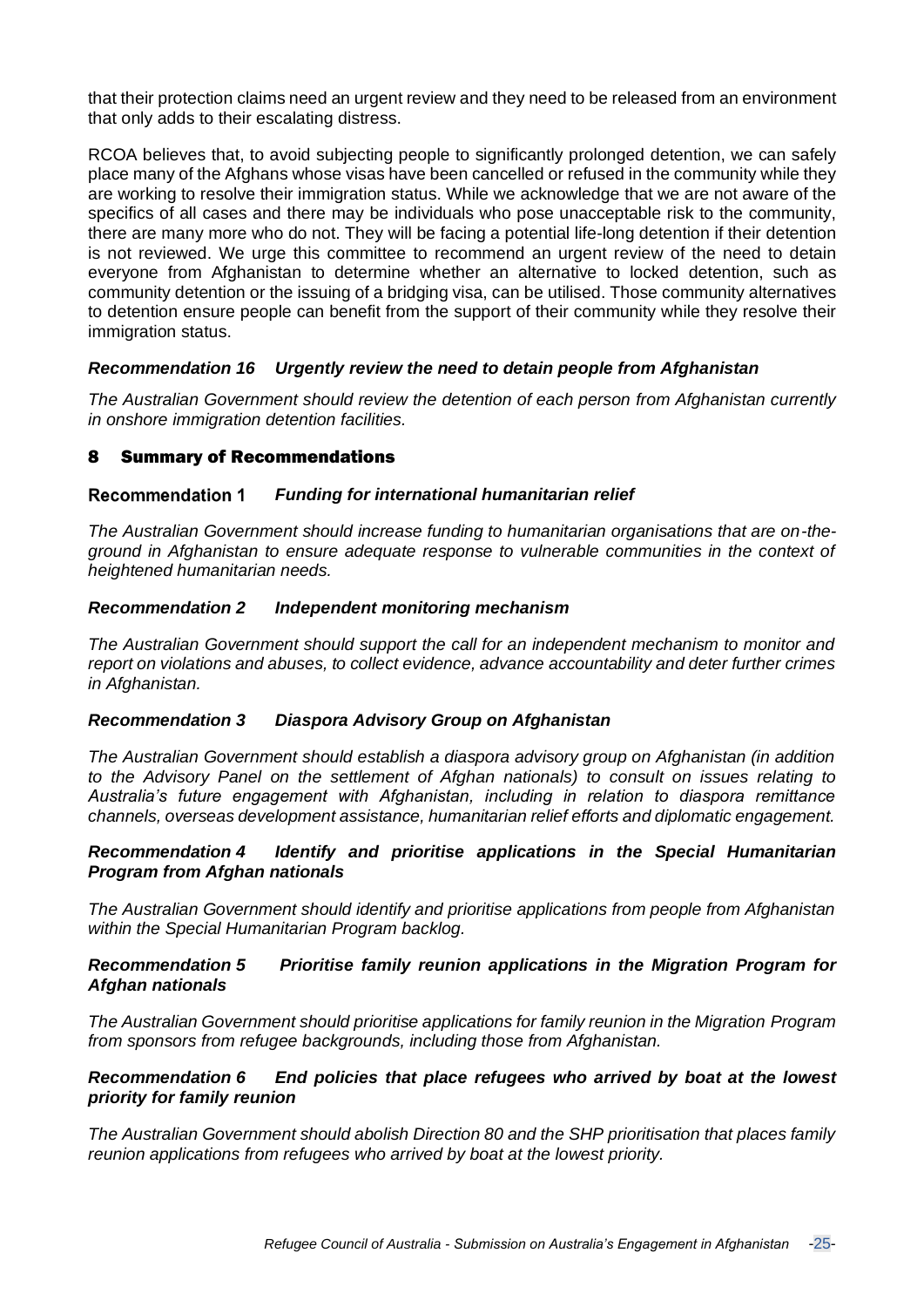that their protection claims need an urgent review and they need to be released from an environment that only adds to their escalating distress.

RCOA believes that, to avoid subjecting people to significantly prolonged detention, we can safely place many of the Afghans whose visas have been cancelled or refused in the community while they are working to resolve their immigration status. While we acknowledge that we are not aware of the specifics of all cases and there may be individuals who pose unacceptable risk to the community, there are many more who do not. They will be facing a potential life-long detention if their detention is not reviewed. We urge this committee to recommend an urgent review of the need to detain everyone from Afghanistan to determine whether an alternative to locked detention, such as community detention or the issuing of a bridging visa, can be utilised. Those community alternatives to detention ensure people can benefit from the support of their community while they resolve their immigration status.

***Recommendation 16 Urgently review the need to detain people from Afghanistan***

*The Australian Government should review the detention of each person from Afghanistan currently in onshore immigration detention facilities.*

## 8 Summary of Recommendations

**Recommendation 1** ***Funding for international humanitarian relief***

*The Australian Government should increase funding to humanitarian organisations that are on-the-ground in Afghanistan to ensure adequate response to vulnerable communities in the context of heightened humanitarian needs.*

***Recommendation 2 Independent monitoring mechanism***

*The Australian Government should support the call for an independent mechanism to monitor and report on violations and abuses, to collect evidence, advance accountability and deter further crimes in Afghanistan.*

***Recommendation 3 Diaspora Advisory Group on Afghanistan***

*The Australian Government should establish a diaspora advisory group on Afghanistan (in addition to the Advisory Panel on the settlement of Afghan nationals) to consult on issues relating to Australia's future engagement with Afghanistan, including in relation to diaspora remittance channels, overseas development assistance, humanitarian relief efforts and diplomatic engagement.*

***Recommendation 4 Identify and prioritise applications in the Special Humanitarian Program from Afghan nationals***

*The Australian Government should identify and prioritise applications from people from Afghanistan within the Special Humanitarian Program backlog.*

***Recommendation 5 Prioritise family reunion applications in the Migration Program for Afghan nationals***

*The Australian Government should prioritise applications for family reunion in the Migration Program from sponsors from refugee backgrounds, including those from Afghanistan.*

***Recommendation 6 End policies that place refugees who arrived by boat at the lowest priority for family reunion***

*The Australian Government should abolish Direction 80 and the SHP prioritisation that places family reunion applications from refugees who arrived by boat at the lowest priority.*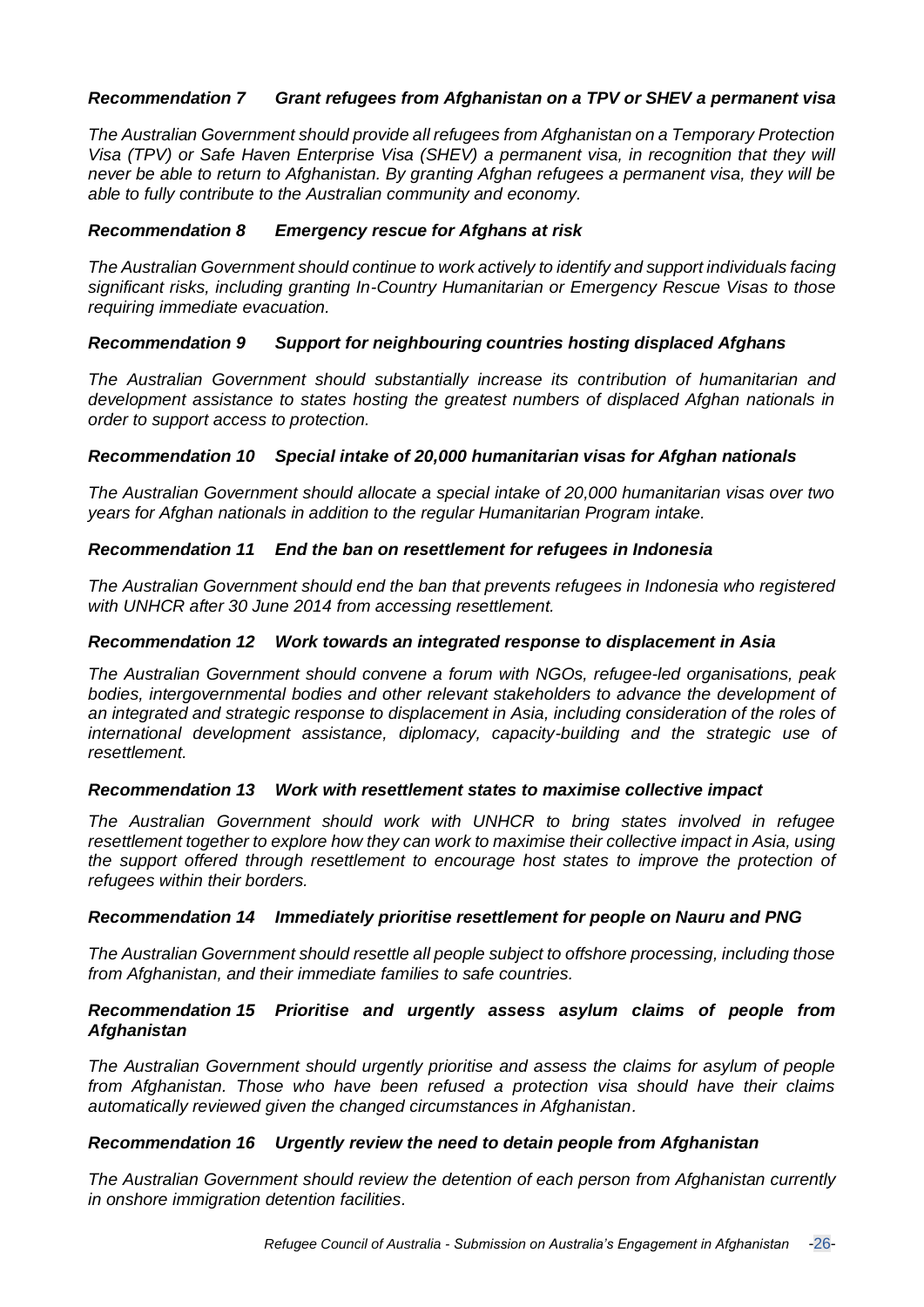### *Recommendation 7 Grant refugees from Afghanistan on a TPV or SHEV a permanent visa*

*The Australian Government should provide all refugees from Afghanistan on a Temporary Protection Visa (TPV) or Safe Haven Enterprise Visa (SHEV) a permanent visa, in recognition that they will never be able to return to Afghanistan. By granting Afghan refugees a permanent visa, they will be able to fully contribute to the Australian community and economy.*

### *Recommendation 8 Emergency rescue for Afghans at risk*

*The Australian Government should continue to work actively to identify and support individuals facing significant risks, including granting In-Country Humanitarian or Emergency Rescue Visas to those requiring immediate evacuation.*

### *Recommendation 9 Support for neighbouring countries hosting displaced Afghans*

*The Australian Government should substantially increase its contribution of humanitarian and development assistance to states hosting the greatest numbers of displaced Afghan nationals in order to support access to protection.*

### *Recommendation 10 Special intake of 20,000 humanitarian visas for Afghan nationals*

*The Australian Government should allocate a special intake of 20,000 humanitarian visas over two years for Afghan nationals in addition to the regular Humanitarian Program intake.*

### *Recommendation 11 End the ban on resettlement for refugees in Indonesia*

*The Australian Government should end the ban that prevents refugees in Indonesia who registered with UNHCR after 30 June 2014 from accessing resettlement.*

### *Recommendation 12 Work towards an integrated response to displacement in Asia*

*The Australian Government should convene a forum with NGOs, refugee-led organisations, peak bodies, intergovernmental bodies and other relevant stakeholders to advance the development of an integrated and strategic response to displacement in Asia, including consideration of the roles of international development assistance, diplomacy, capacity-building and the strategic use of resettlement.*

### *Recommendation 13 Work with resettlement states to maximise collective impact*

*The Australian Government should work with UNHCR to bring states involved in refugee resettlement together to explore how they can work to maximise their collective impact in Asia, using the support offered through resettlement to encourage host states to improve the protection of refugees within their borders.*

### *Recommendation 14 Immediately prioritise resettlement for people on Nauru and PNG*

*The Australian Government should resettle all people subject to offshore processing, including those from Afghanistan, and their immediate families to safe countries.*

### *Recommendation 15 Prioritise and urgently assess asylum claims of people from Afghanistan*

*The Australian Government should urgently prioritise and assess the claims for asylum of people from Afghanistan. Those who have been refused a protection visa should have their claims automatically reviewed given the changed circumstances in Afghanistan.*

### *Recommendation 16 Urgently review the need to detain people from Afghanistan*

*The Australian Government should review the detention of each person from Afghanistan currently in onshore immigration detention facilities.*